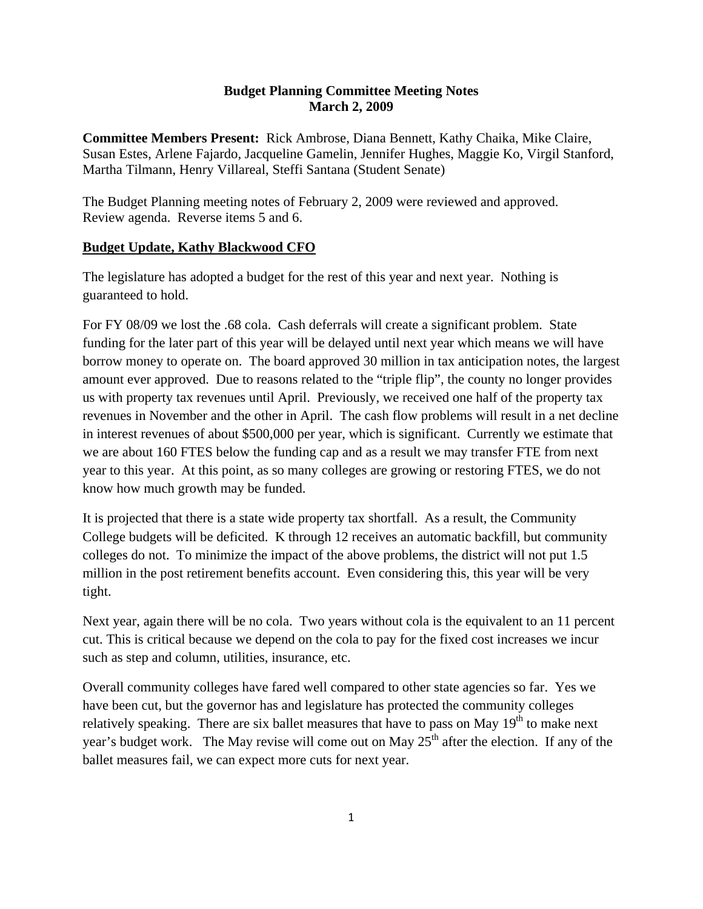**Budget Planning Committee Meeting Notes**
**March 2, 2009**

**Committee Members Present:** Rick Ambrose, Diana Bennett, Kathy Chaika, Mike Claire, Susan Estes, Arlene Fajardo, Jacqueline Gamelin, Jennifer Hughes, Maggie Ko, Virgil Stanford, Martha Tilmann, Henry Villareal, Steffi Santana (Student Senate)

The Budget Planning meeting notes of February 2, 2009 were reviewed and approved. Review agenda. Reverse items 5 and 6.

## Budget Update, Kathy Blackwood CFO

The legislature has adopted a budget for the rest of this year and next year. Nothing is guaranteed to hold.

For FY 08/09 we lost the .68 cola. Cash deferrals will create a significant problem. State funding for the later part of this year will be delayed until next year which means we will have borrow money to operate on. The board approved 30 million in tax anticipation notes, the largest amount ever approved. Due to reasons related to the "triple flip", the county no longer provides us with property tax revenues until April. Previously, we received one half of the property tax revenues in November and the other in April. The cash flow problems will result in a net decline in interest revenues of about $500,000 per year, which is significant. Currently we estimate that we are about 160 FTES below the funding cap and as a result we may transfer FTE from next year to this year. At this point, as so many colleges are growing or restoring FTES, we do not know how much growth may be funded.

It is projected that there is a state wide property tax shortfall. As a result, the Community College budgets will be deficited. K through 12 receives an automatic backfill, but community colleges do not. To minimize the impact of the above problems, the district will not put 1.5 million in the post retirement benefits account. Even considering this, this year will be very tight.

Next year, again there will be no cola. Two years without cola is the equivalent to an 11 percent cut. This is critical because we depend on the cola to pay for the fixed cost increases we incur such as step and column, utilities, insurance, etc.

Overall community colleges have fared well compared to other state agencies so far. Yes we have been cut, but the governor has and legislature has protected the community colleges relatively speaking. There are six ballet measures that have to pass on May 19th to make next year's budget work. The May revise will come out on May 25th after the election. If any of the ballet measures fail, we can expect more cuts for next year.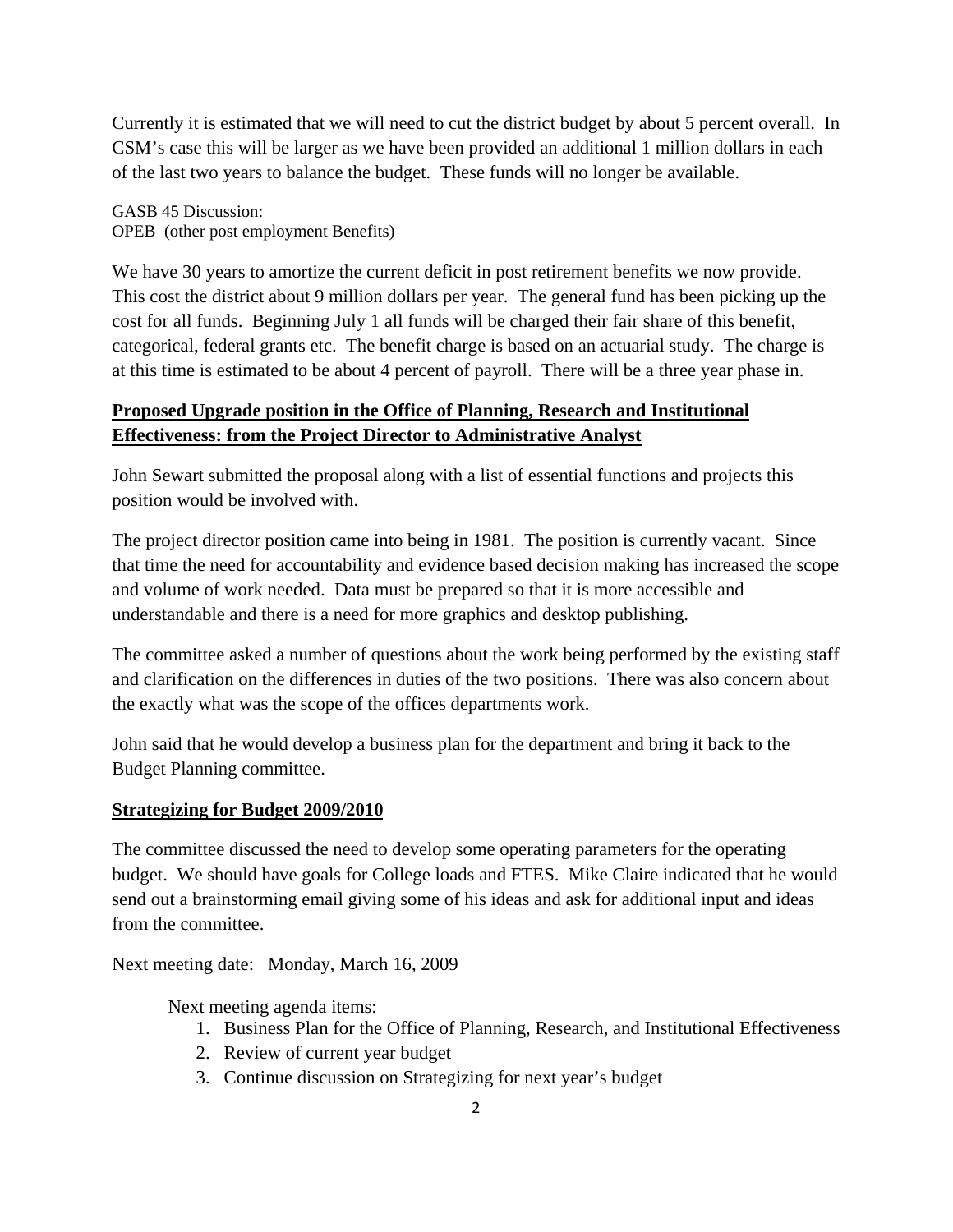Currently it is estimated that we will need to cut the district budget by about 5 percent overall. In CSM's case this will be larger as we have been provided an additional 1 million dollars in each of the last two years to balance the budget. These funds will no longer be available.

GASB 45 Discussion:
OPEB (other post employment Benefits)

We have 30 years to amortize the current deficit in post retirement benefits we now provide. This cost the district about 9 million dollars per year. The general fund has been picking up the cost for all funds. Beginning July 1 all funds will be charged their fair share of this benefit, categorical, federal grants etc. The benefit charge is based on an actuarial study. The charge is at this time is estimated to be about 4 percent of payroll. There will be a three year phase in.

**Proposed Upgrade position in the Office of Planning, Research and Institutional Effectiveness: from the Project Director to Administrative Analyst**

John Sewart submitted the proposal along with a list of essential functions and projects this position would be involved with.

The project director position came into being in 1981. The position is currently vacant. Since that time the need for accountability and evidence based decision making has increased the scope and volume of work needed. Data must be prepared so that it is more accessible and understandable and there is a need for more graphics and desktop publishing.

The committee asked a number of questions about the work being performed by the existing staff and clarification on the differences in duties of the two positions. There was also concern about the exactly what was the scope of the offices departments work.

John said that he would develop a business plan for the department and bring it back to the Budget Planning committee.

**Strategizing for Budget 2009/2010**

The committee discussed the need to develop some operating parameters for the operating budget. We should have goals for College loads and FTES. Mike Claire indicated that he would send out a brainstorming email giving some of his ideas and ask for additional input and ideas from the committee.

Next meeting date: Monday, March 16, 2009

Next meeting agenda items:

1. Business Plan for the Office of Planning, Research, and Institutional Effectiveness
2. Review of current year budget
3. Continue discussion on Strategizing for next year's budget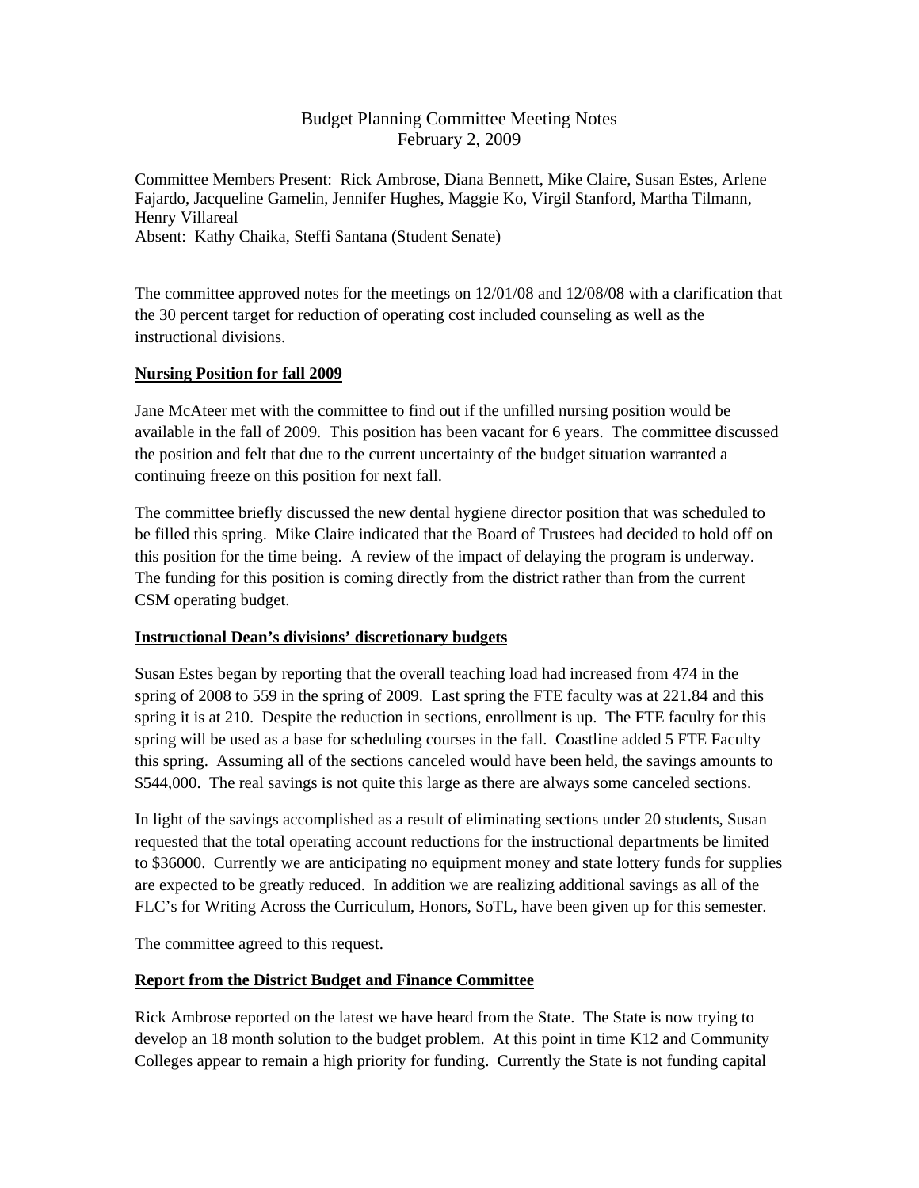# Budget Planning Committee Meeting Notes
February 2, 2009

Committee Members Present: Rick Ambrose, Diana Bennett, Mike Claire, Susan Estes, Arlene Fajardo, Jacqueline Gamelin, Jennifer Hughes, Maggie Ko, Virgil Stanford, Martha Tilmann, Henry Villareal
Absent: Kathy Chaika, Steffi Santana (Student Senate)

The committee approved notes for the meetings on 12/01/08 and 12/08/08 with a clarification that the 30 percent target for reduction of operating cost included counseling as well as the instructional divisions.

**Nursing Position for fall 2009**

Jane McAteer met with the committee to find out if the unfilled nursing position would be available in the fall of 2009. This position has been vacant for 6 years. The committee discussed the position and felt that due to the current uncertainty of the budget situation warranted a continuing freeze on this position for next fall.

The committee briefly discussed the new dental hygiene director position that was scheduled to be filled this spring. Mike Claire indicated that the Board of Trustees had decided to hold off on this position for the time being. A review of the impact of delaying the program is underway. The funding for this position is coming directly from the district rather than from the current CSM operating budget.

**Instructional Dean's divisions' discretionary budgets**

Susan Estes began by reporting that the overall teaching load had increased from 474 in the spring of 2008 to 559 in the spring of 2009. Last spring the FTE faculty was at 221.84 and this spring it is at 210. Despite the reduction in sections, enrollment is up. The FTE faculty for this spring will be used as a base for scheduling courses in the fall. Coastline added 5 FTE Faculty this spring. Assuming all of the sections canceled would have been held, the savings amounts to $544,000. The real savings is not quite this large as there are always some canceled sections.

In light of the savings accomplished as a result of eliminating sections under 20 students, Susan requested that the total operating account reductions for the instructional departments be limited to $36000. Currently we are anticipating no equipment money and state lottery funds for supplies are expected to be greatly reduced. In addition we are realizing additional savings as all of the FLC's for Writing Across the Curriculum, Honors, SoTL, have been given up for this semester.

The committee agreed to this request.

**Report from the District Budget and Finance Committee**

Rick Ambrose reported on the latest we have heard from the State. The State is now trying to develop an 18 month solution to the budget problem. At this point in time K12 and Community Colleges appear to remain a high priority for funding. Currently the State is not funding capital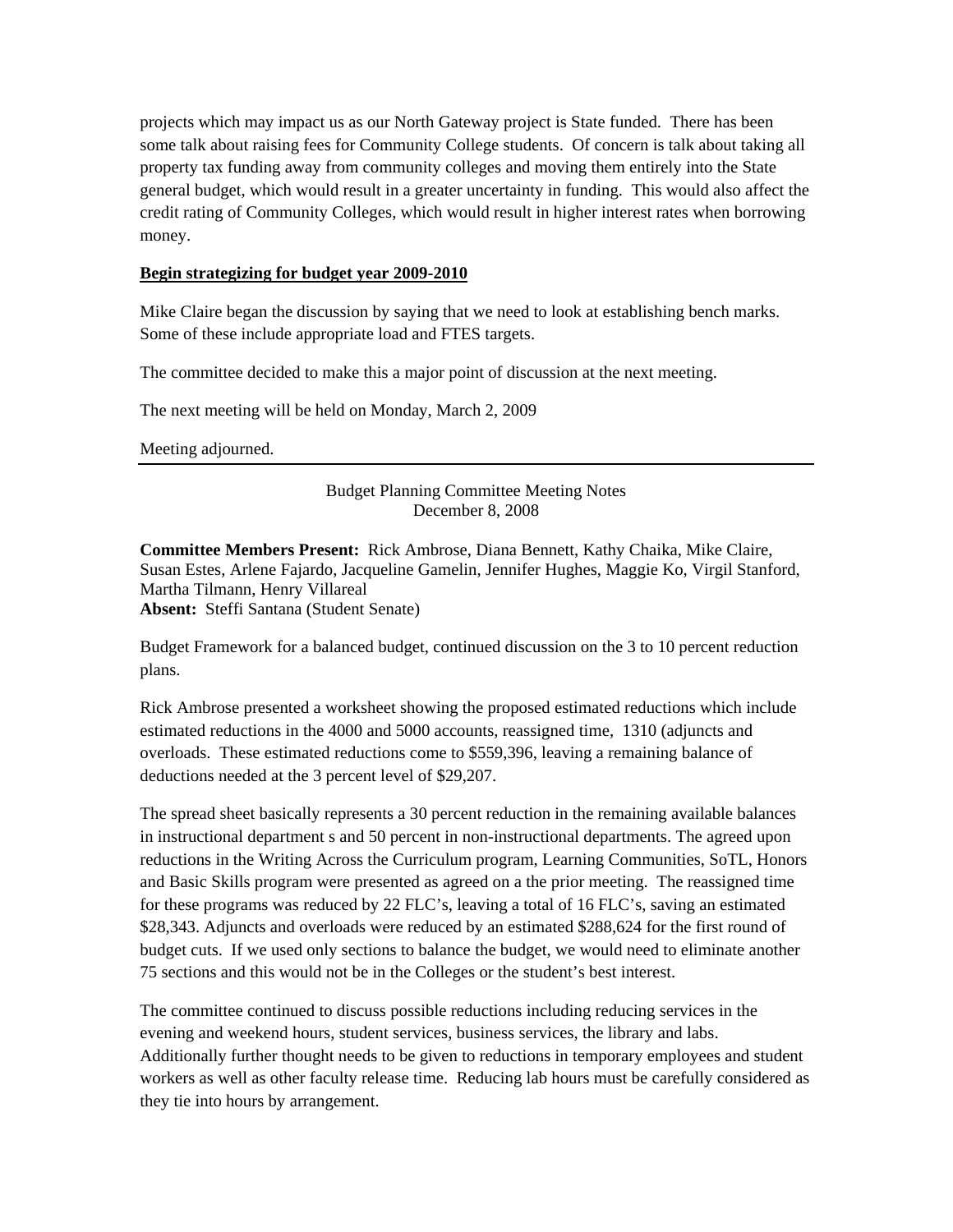projects which may impact us as our North Gateway project is State funded. There has been some talk about raising fees for Community College students. Of concern is talk about taking all property tax funding away from community colleges and moving them entirely into the State general budget, which would result in a greater uncertainty in funding. This would also affect the credit rating of Community Colleges, which would result in higher interest rates when borrowing money.

**Begin strategizing for budget year 2009-2010**

Mike Claire began the discussion by saying that we need to look at establishing bench marks. Some of these include appropriate load and FTES targets.

The committee decided to make this a major point of discussion at the next meeting.

The next meeting will be held on Monday, March 2, 2009

Meeting adjourned.

---

Budget Planning Committee Meeting Notes
December 8, 2008

**Committee Members Present:** Rick Ambrose, Diana Bennett, Kathy Chaika, Mike Claire, Susan Estes, Arlene Fajardo, Jacqueline Gamelin, Jennifer Hughes, Maggie Ko, Virgil Stanford, Martha Tilmann, Henry Villareal
**Absent:** Steffi Santana (Student Senate)

Budget Framework for a balanced budget, continued discussion on the 3 to 10 percent reduction plans.

Rick Ambrose presented a worksheet showing the proposed estimated reductions which include estimated reductions in the 4000 and 5000 accounts, reassigned time, 1310 (adjuncts and overloads. These estimated reductions come to $559,396, leaving a remaining balance of deductions needed at the 3 percent level of $29,207.

The spread sheet basically represents a 30 percent reduction in the remaining available balances in instructional department s and 50 percent in non-instructional departments. The agreed upon reductions in the Writing Across the Curriculum program, Learning Communities, SoTL, Honors and Basic Skills program were presented as agreed on a the prior meeting. The reassigned time for these programs was reduced by 22 FLC's, leaving a total of 16 FLC's, saving an estimated $28,343. Adjuncts and overloads were reduced by an estimated $288,624 for the first round of budget cuts. If we used only sections to balance the budget, we would need to eliminate another 75 sections and this would not be in the Colleges or the student's best interest.

The committee continued to discuss possible reductions including reducing services in the evening and weekend hours, student services, business services, the library and labs. Additionally further thought needs to be given to reductions in temporary employees and student workers as well as other faculty release time. Reducing lab hours must be carefully considered as they tie into hours by arrangement.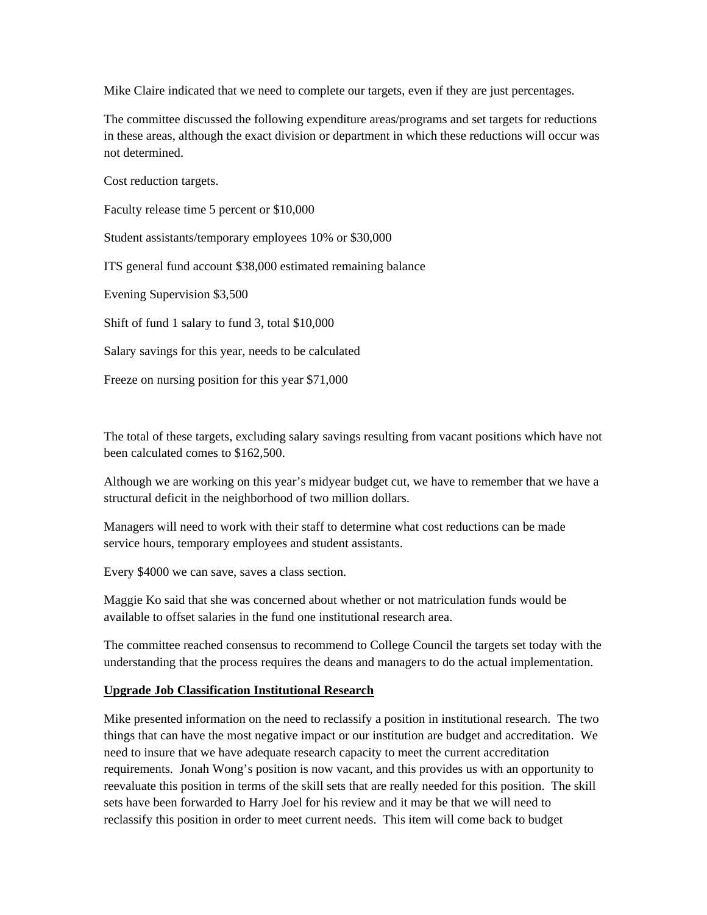Mike Claire indicated that we need to complete our targets, even if they are just percentages.

The committee discussed the following expenditure areas/programs and set targets for reductions in these areas, although the exact division or department in which these reductions will occur was not determined.

Cost reduction targets.

Faculty release time 5 percent or $10,000

Student assistants/temporary employees 10% or $30,000

ITS general fund account $38,000 estimated remaining balance

Evening Supervision $3,500

Shift of fund 1 salary to fund 3, total $10,000

Salary savings for this year, needs to be calculated

Freeze on nursing position for this year $71,000

The total of these targets, excluding salary savings resulting from vacant positions which have not been calculated comes to $162,500.

Although we are working on this year's midyear budget cut, we have to remember that we have a structural deficit in the neighborhood of two million dollars.

Managers will need to work with their staff to determine what cost reductions can be made service hours, temporary employees and student assistants.

Every $4000 we can save, saves a class section.

Maggie Ko said that she was concerned about whether or not matriculation funds would be available to offset salaries in the fund one institutional research area.

The committee reached consensus to recommend to College Council the targets set today with the understanding that the process requires the deans and managers to do the actual implementation.

**Upgrade Job Classification Institutional Research**

Mike presented information on the need to reclassify a position in institutional research. The two things that can have the most negative impact or our institution are budget and accreditation. We need to insure that we have adequate research capacity to meet the current accreditation requirements. Jonah Wong's position is now vacant, and this provides us with an opportunity to reevaluate this position in terms of the skill sets that are really needed for this position. The skill sets have been forwarded to Harry Joel for his review and it may be that we will need to reclassify this position in order to meet current needs. This item will come back to budget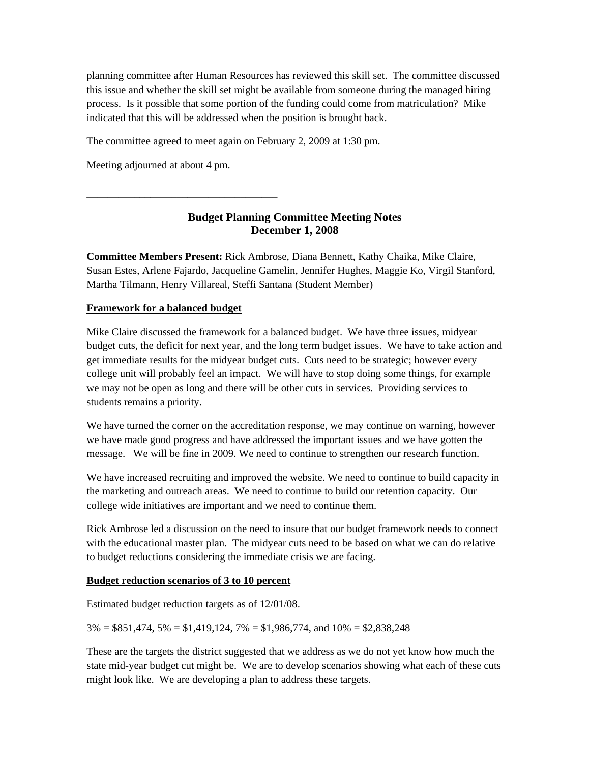planning committee after Human Resources has reviewed this skill set. The committee discussed this issue and whether the skill set might be available from someone during the managed hiring process. Is it possible that some portion of the funding could come from matriculation? Mike indicated that this will be addressed when the position is brought back.

The committee agreed to meet again on February 2, 2009 at 1:30 pm.

Meeting adjourned at about 4 pm.

___________________________________

## Budget Planning Committee Meeting Notes
## December 1, 2008

**Committee Members Present:** Rick Ambrose, Diana Bennett, Kathy Chaika, Mike Claire, Susan Estes, Arlene Fajardo, Jacqueline Gamelin, Jennifer Hughes, Maggie Ko, Virgil Stanford, Martha Tilmann, Henry Villareal, Steffi Santana (Student Member)

**Framework for a balanced budget**

Mike Claire discussed the framework for a balanced budget. We have three issues, midyear budget cuts, the deficit for next year, and the long term budget issues. We have to take action and get immediate results for the midyear budget cuts. Cuts need to be strategic; however every college unit will probably feel an impact. We will have to stop doing some things, for example we may not be open as long and there will be other cuts in services. Providing services to students remains a priority.

We have turned the corner on the accreditation response, we may continue on warning, however we have made good progress and have addressed the important issues and we have gotten the message. We will be fine in 2009. We need to continue to strengthen our research function.

We have increased recruiting and improved the website. We need to continue to build capacity in the marketing and outreach areas. We need to continue to build our retention capacity. Our college wide initiatives are important and we need to continue them.

Rick Ambrose led a discussion on the need to insure that our budget framework needs to connect with the educational master plan. The midyear cuts need to be based on what we can do relative to budget reductions considering the immediate crisis we are facing.

**Budget reduction scenarios of 3 to 10 percent**

Estimated budget reduction targets as of 12/01/08.

3% = $851,474, 5% = $1,419,124, 7% = $1,986,774, and 10% = $2,838,248

These are the targets the district suggested that we address as we do not yet know how much the state mid-year budget cut might be. We are to develop scenarios showing what each of these cuts might look like. We are developing a plan to address these targets.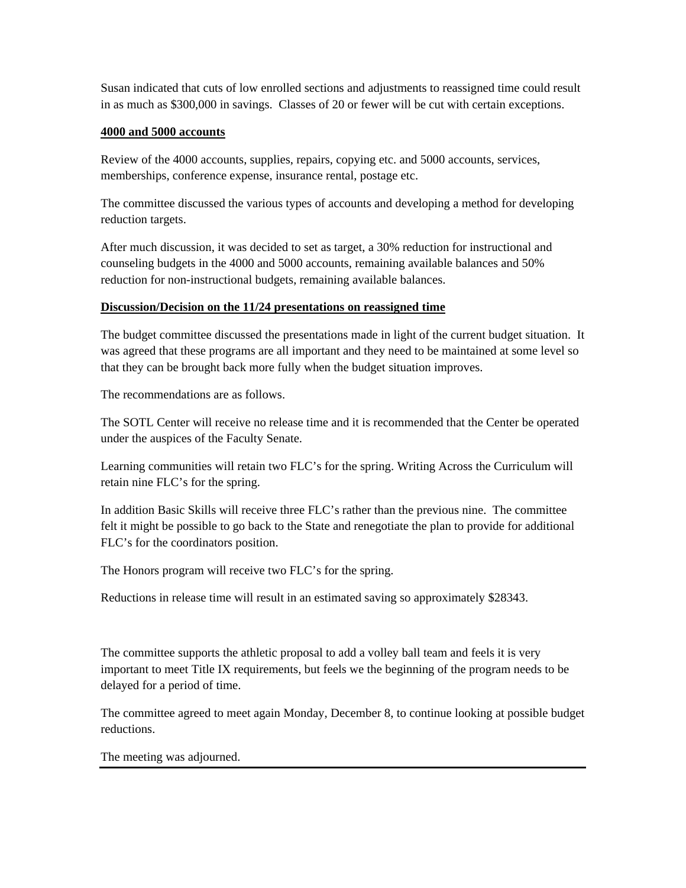Susan indicated that cuts of low enrolled sections and adjustments to reassigned time could result in as much as $300,000 in savings. Classes of 20 or fewer will be cut with certain exceptions.

**4000 and 5000 accounts**

Review of the 4000 accounts, supplies, repairs, copying etc. and 5000 accounts, services, memberships, conference expense, insurance rental, postage etc.

The committee discussed the various types of accounts and developing a method for developing reduction targets.

After much discussion, it was decided to set as target, a 30% reduction for instructional and counseling budgets in the 4000 and 5000 accounts, remaining available balances and 50% reduction for non-instructional budgets, remaining available balances.

**Discussion/Decision on the 11/24 presentations on reassigned time**

The budget committee discussed the presentations made in light of the current budget situation. It was agreed that these programs are all important and they need to be maintained at some level so that they can be brought back more fully when the budget situation improves.

The recommendations are as follows.

The SOTL Center will receive no release time and it is recommended that the Center be operated under the auspices of the Faculty Senate.

Learning communities will retain two FLC's for the spring. Writing Across the Curriculum will retain nine FLC's for the spring.

In addition Basic Skills will receive three FLC's rather than the previous nine. The committee felt it might be possible to go back to the State and renegotiate the plan to provide for additional FLC's for the coordinators position.

The Honors program will receive two FLC's for the spring.

Reductions in release time will result in an estimated saving so approximately $28343.

The committee supports the athletic proposal to add a volley ball team and feels it is very important to meet Title IX requirements, but feels we the beginning of the program needs to be delayed for a period of time.

The committee agreed to meet again Monday, December 8, to continue looking at possible budget reductions.

The meeting was adjourned.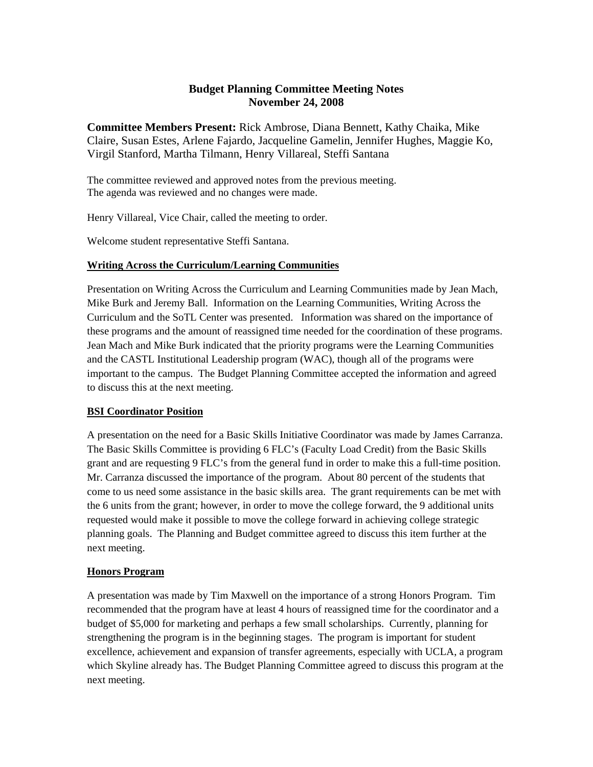# Budget Planning Committee Meeting Notes
## November 24, 2008

**Committee Members Present:** Rick Ambrose, Diana Bennett, Kathy Chaika, Mike Claire, Susan Estes, Arlene Fajardo, Jacqueline Gamelin, Jennifer Hughes, Maggie Ko, Virgil Stanford, Martha Tilmann, Henry Villareal, Steffi Santana

The committee reviewed and approved notes from the previous meeting.
The agenda was reviewed and no changes were made.

Henry Villareal, Vice Chair, called the meeting to order.

Welcome student representative Steffi Santana.

### Writing Across the Curriculum/Learning Communities

Presentation on Writing Across the Curriculum and Learning Communities made by Jean Mach, Mike Burk and Jeremy Ball. Information on the Learning Communities, Writing Across the Curriculum and the SoTL Center was presented. Information was shared on the importance of these programs and the amount of reassigned time needed for the coordination of these programs. Jean Mach and Mike Burk indicated that the priority programs were the Learning Communities and the CASTL Institutional Leadership program (WAC), though all of the programs were important to the campus. The Budget Planning Committee accepted the information and agreed to discuss this at the next meeting.

### BSI Coordinator Position

A presentation on the need for a Basic Skills Initiative Coordinator was made by James Carranza. The Basic Skills Committee is providing 6 FLC's (Faculty Load Credit) from the Basic Skills grant and are requesting 9 FLC's from the general fund in order to make this a full-time position. Mr. Carranza discussed the importance of the program. About 80 percent of the students that come to us need some assistance in the basic skills area. The grant requirements can be met with the 6 units from the grant; however, in order to move the college forward, the 9 additional units requested would make it possible to move the college forward in achieving college strategic planning goals. The Planning and Budget committee agreed to discuss this item further at the next meeting.

### Honors Program

A presentation was made by Tim Maxwell on the importance of a strong Honors Program. Tim recommended that the program have at least 4 hours of reassigned time for the coordinator and a budget of $5,000 for marketing and perhaps a few small scholarships. Currently, planning for strengthening the program is in the beginning stages. The program is important for student excellence, achievement and expansion of transfer agreements, especially with UCLA, a program which Skyline already has. The Budget Planning Committee agreed to discuss this program at the next meeting.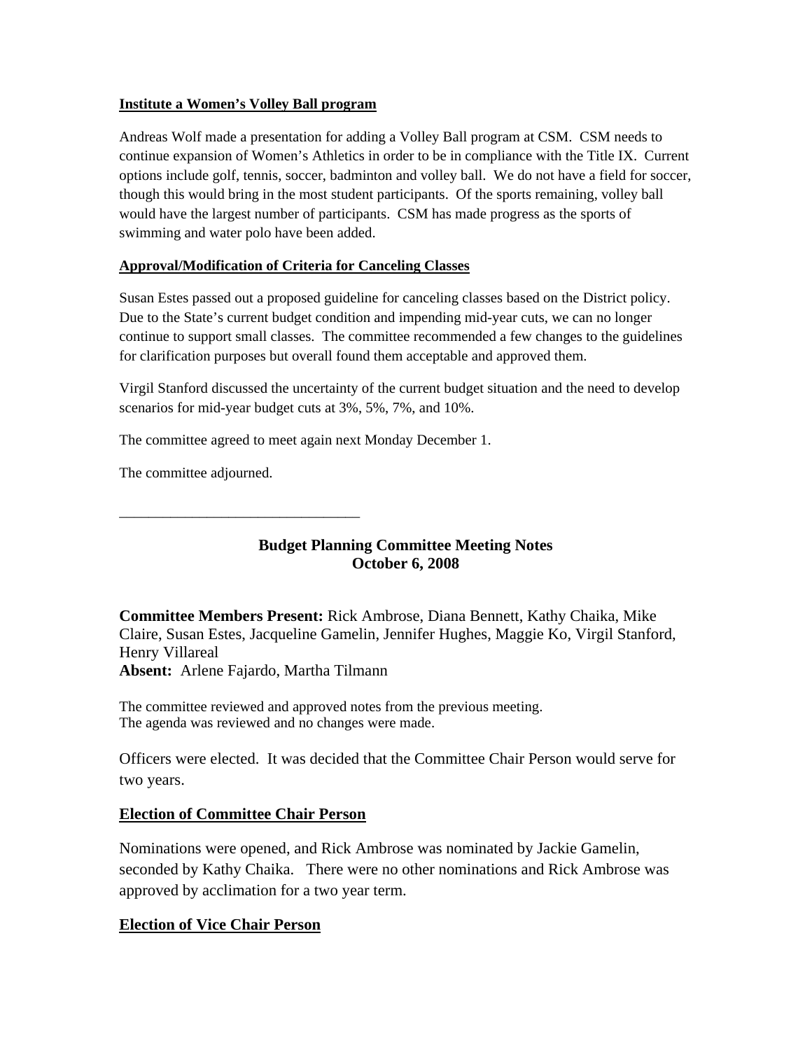**Institute a Women's Volley Ball program**

Andreas Wolf made a presentation for adding a Volley Ball program at CSM. CSM needs to continue expansion of Women's Athletics in order to be in compliance with the Title IX. Current options include golf, tennis, soccer, badminton and volley ball. We do not have a field for soccer, though this would bring in the most student participants. Of the sports remaining, volley ball would have the largest number of participants. CSM has made progress as the sports of swimming and water polo have been added.

**Approval/Modification of Criteria for Canceling Classes**

Susan Estes passed out a proposed guideline for canceling classes based on the District policy. Due to the State's current budget condition and impending mid-year cuts, we can no longer continue to support small classes. The committee recommended a few changes to the guidelines for clarification purposes but overall found them acceptable and approved them.

Virgil Stanford discussed the uncertainty of the current budget situation and the need to develop scenarios for mid-year budget cuts at 3%, 5%, 7%, and 10%.

The committee agreed to meet again next Monday December 1.

The committee adjourned.

---

## Budget Planning Committee Meeting Notes
## October 6, 2008

**Committee Members Present:** Rick Ambrose, Diana Bennett, Kathy Chaika, Mike Claire, Susan Estes, Jacqueline Gamelin, Jennifer Hughes, Maggie Ko, Virgil Stanford, Henry Villareal
**Absent:** Arlene Fajardo, Martha Tilmann

The committee reviewed and approved notes from the previous meeting.
The agenda was reviewed and no changes were made.

Officers were elected. It was decided that the Committee Chair Person would serve for two years.

**Election of Committee Chair Person**

Nominations were opened, and Rick Ambrose was nominated by Jackie Gamelin, seconded by Kathy Chaika. There were no other nominations and Rick Ambrose was approved by acclimation for a two year term.

**Election of Vice Chair Person**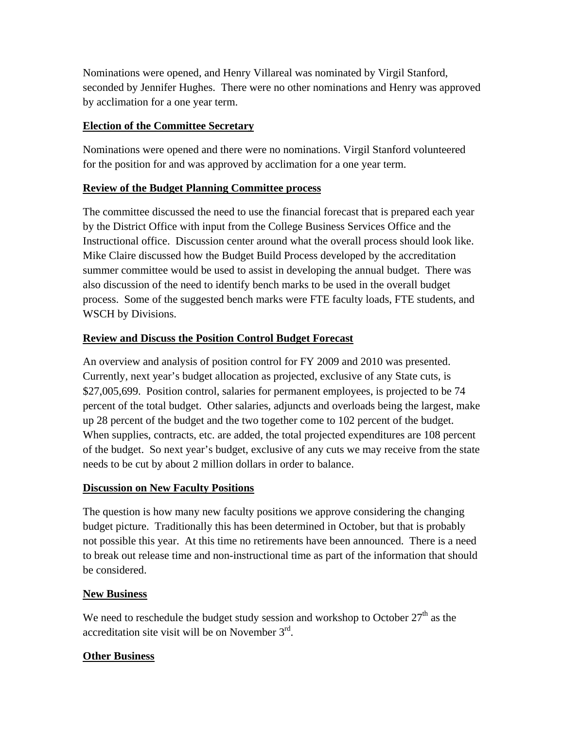Nominations were opened, and Henry Villareal was nominated by Virgil Stanford, seconded by Jennifer Hughes. There were no other nominations and Henry was approved by acclimation for a one year term.

**Election of the Committee Secretary**

Nominations were opened and there were no nominations. Virgil Stanford volunteered for the position for and was approved by acclimation for a one year term.

**Review of the Budget Planning Committee process**

The committee discussed the need to use the financial forecast that is prepared each year by the District Office with input from the College Business Services Office and the Instructional office. Discussion center around what the overall process should look like. Mike Claire discussed how the Budget Build Process developed by the accreditation summer committee would be used to assist in developing the annual budget. There was also discussion of the need to identify bench marks to be used in the overall budget process. Some of the suggested bench marks were FTE faculty loads, FTE students, and WSCH by Divisions.

**Review and Discuss the Position Control Budget Forecast**

An overview and analysis of position control for FY 2009 and 2010 was presented. Currently, next year's budget allocation as projected, exclusive of any State cuts, is $27,005,699. Position control, salaries for permanent employees, is projected to be 74 percent of the total budget. Other salaries, adjuncts and overloads being the largest, make up 28 percent of the budget and the two together come to 102 percent of the budget. When supplies, contracts, etc. are added, the total projected expenditures are 108 percent of the budget. So next year's budget, exclusive of any cuts we may receive from the state needs to be cut by about 2 million dollars in order to balance.

**Discussion on New Faculty Positions**

The question is how many new faculty positions we approve considering the changing budget picture. Traditionally this has been determined in October, but that is probably not possible this year. At this time no retirements have been announced. There is a need to break out release time and non-instructional time as part of the information that should be considered.

**New Business**

We need to reschedule the budget study session and workshop to October 27th as the accreditation site visit will be on November 3rd.

**Other Business**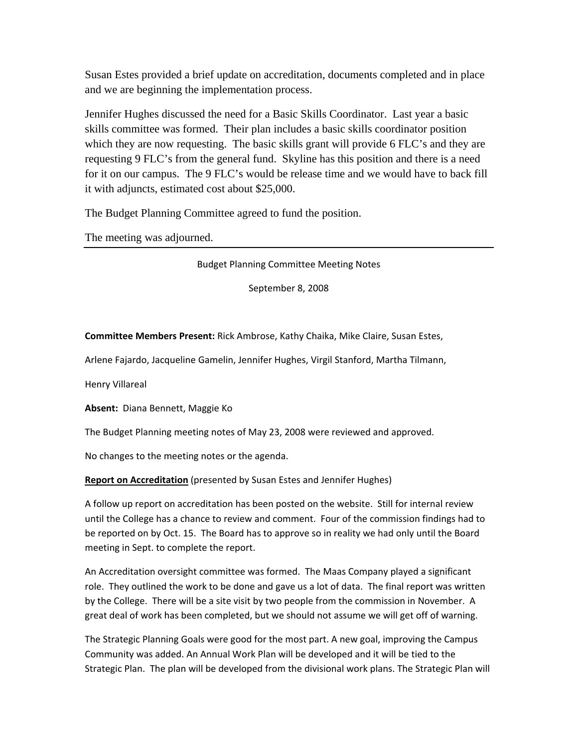Susan Estes provided a brief update on accreditation, documents completed and in place and we are beginning the implementation process.

Jennifer Hughes discussed the need for a Basic Skills Coordinator. Last year a basic skills committee was formed. Their plan includes a basic skills coordinator position which they are now requesting. The basic skills grant will provide 6 FLC's and they are requesting 9 FLC's from the general fund. Skyline has this position and there is a need for it on our campus. The 9 FLC's would be release time and we would have to back fill it with adjuncts, estimated cost about $25,000.

The Budget Planning Committee agreed to fund the position.

The meeting was adjourned.

---

Budget Planning Committee Meeting Notes

September 8, 2008

**Committee Members Present:** Rick Ambrose, Kathy Chaika, Mike Claire, Susan Estes, Arlene Fajardo, Jacqueline Gamelin, Jennifer Hughes, Virgil Stanford, Martha Tilmann, Henry Villareal

**Absent:** Diana Bennett, Maggie Ko

The Budget Planning meeting notes of May 23, 2008 were reviewed and approved.

No changes to the meeting notes or the agenda.

**Report on Accreditation** (presented by Susan Estes and Jennifer Hughes)

A follow up report on accreditation has been posted on the website. Still for internal review until the College has a chance to review and comment. Four of the commission findings had to be reported on by Oct. 15. The Board has to approve so in reality we had only until the Board meeting in Sept. to complete the report.

An Accreditation oversight committee was formed. The Maas Company played a significant role. They outlined the work to be done and gave us a lot of data. The final report was written by the College. There will be a site visit by two people from the commission in November. A great deal of work has been completed, but we should not assume we will get off of warning.

The Strategic Planning Goals were good for the most part. A new goal, improving the Campus Community was added. An Annual Work Plan will be developed and it will be tied to the Strategic Plan. The plan will be developed from the divisional work plans. The Strategic Plan will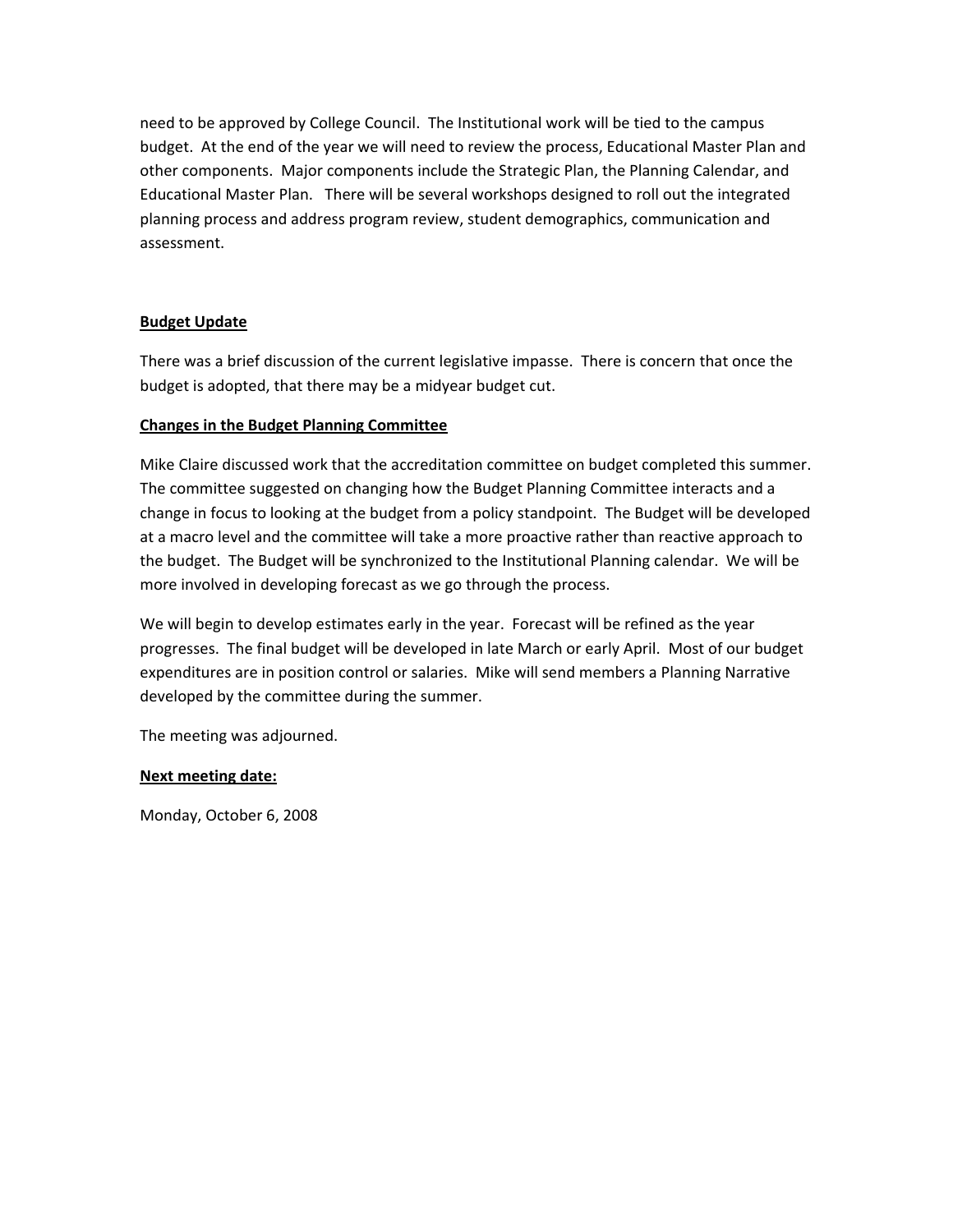need to be approved by College Council. The Institutional work will be tied to the campus budget. At the end of the year we will need to review the process, Educational Master Plan and other components. Major components include the Strategic Plan, the Planning Calendar, and Educational Master Plan. There will be several workshops designed to roll out the integrated planning process and address program review, student demographics, communication and assessment.

**Budget Update**

There was a brief discussion of the current legislative impasse. There is concern that once the budget is adopted, that there may be a midyear budget cut.

**Changes in the Budget Planning Committee**

Mike Claire discussed work that the accreditation committee on budget completed this summer. The committee suggested on changing how the Budget Planning Committee interacts and a change in focus to looking at the budget from a policy standpoint. The Budget will be developed at a macro level and the committee will take a more proactive rather than reactive approach to the budget. The Budget will be synchronized to the Institutional Planning calendar. We will be more involved in developing forecast as we go through the process.

We will begin to develop estimates early in the year. Forecast will be refined as the year progresses. The final budget will be developed in late March or early April. Most of our budget expenditures are in position control or salaries. Mike will send members a Planning Narrative developed by the committee during the summer.

The meeting was adjourned.

**Next meeting date:**

Monday, October 6, 2008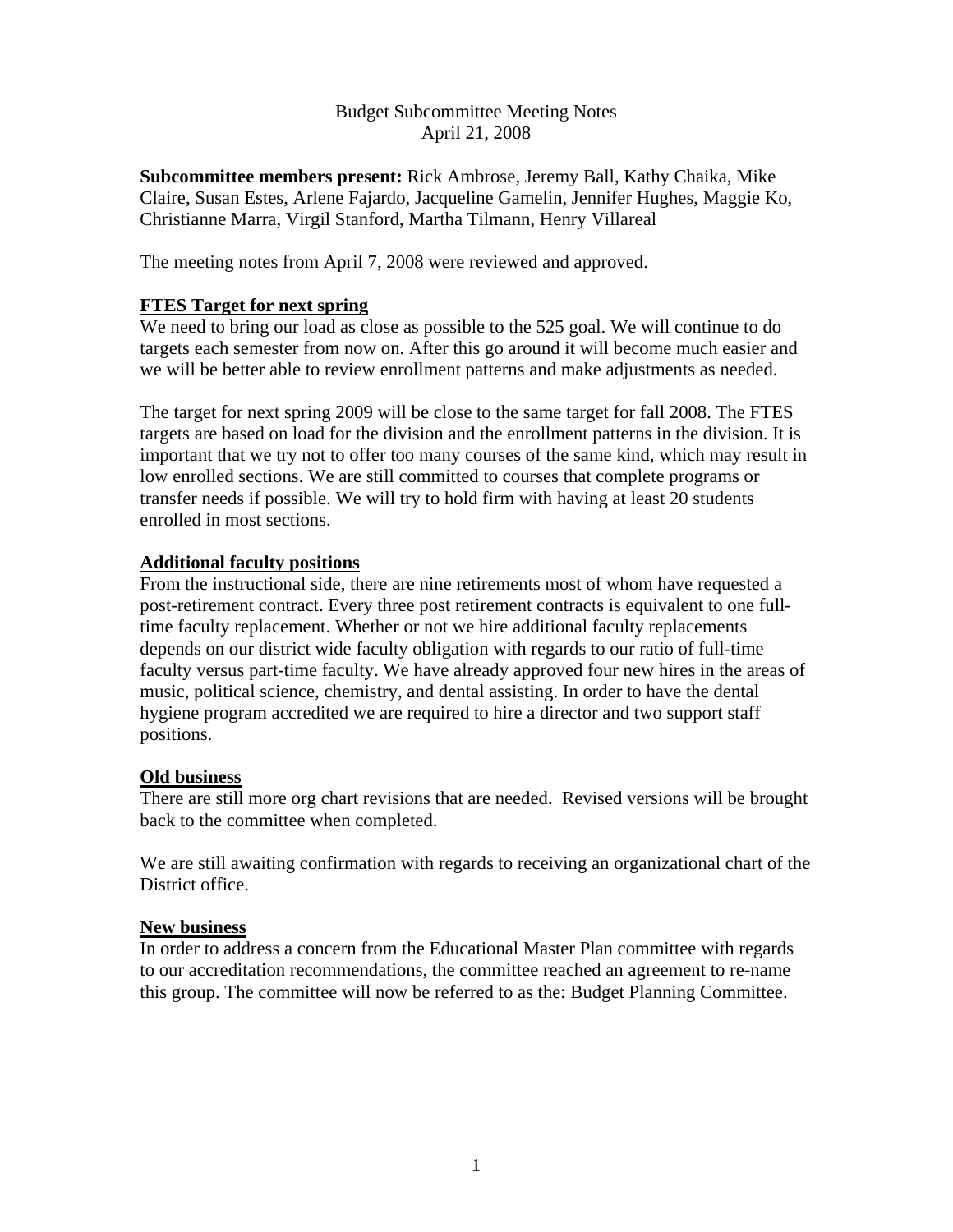# Budget Subcommittee Meeting Notes
April 21, 2008

**Subcommittee members present:** Rick Ambrose, Jeremy Ball, Kathy Chaika, Mike Claire, Susan Estes, Arlene Fajardo, Jacqueline Gamelin, Jennifer Hughes, Maggie Ko, Christianne Marra, Virgil Stanford, Martha Tilmann, Henry Villareal

The meeting notes from April 7, 2008 were reviewed and approved.

## FTES Target for next spring

We need to bring our load as close as possible to the 525 goal. We will continue to do targets each semester from now on. After this go around it will become much easier and we will be better able to review enrollment patterns and make adjustments as needed.

The target for next spring 2009 will be close to the same target for fall 2008. The FTES targets are based on load for the division and the enrollment patterns in the division. It is important that we try not to offer too many courses of the same kind, which may result in low enrolled sections. We are still committed to courses that complete programs or transfer needs if possible. We will try to hold firm with having at least 20 students enrolled in most sections.

## Additional faculty positions

From the instructional side, there are nine retirements most of whom have requested a post-retirement contract. Every three post retirement contracts is equivalent to one full-time faculty replacement. Whether or not we hire additional faculty replacements depends on our district wide faculty obligation with regards to our ratio of full-time faculty versus part-time faculty. We have already approved four new hires in the areas of music, political science, chemistry, and dental assisting. In order to have the dental hygiene program accredited we are required to hire a director and two support staff positions.

## Old business

There are still more org chart revisions that are needed. Revised versions will be brought back to the committee when completed.

We are still awaiting confirmation with regards to receiving an organizational chart of the District office.

## New business

In order to address a concern from the Educational Master Plan committee with regards to our accreditation recommendations, the committee reached an agreement to re-name this group. The committee will now be referred to as the: Budget Planning Committee.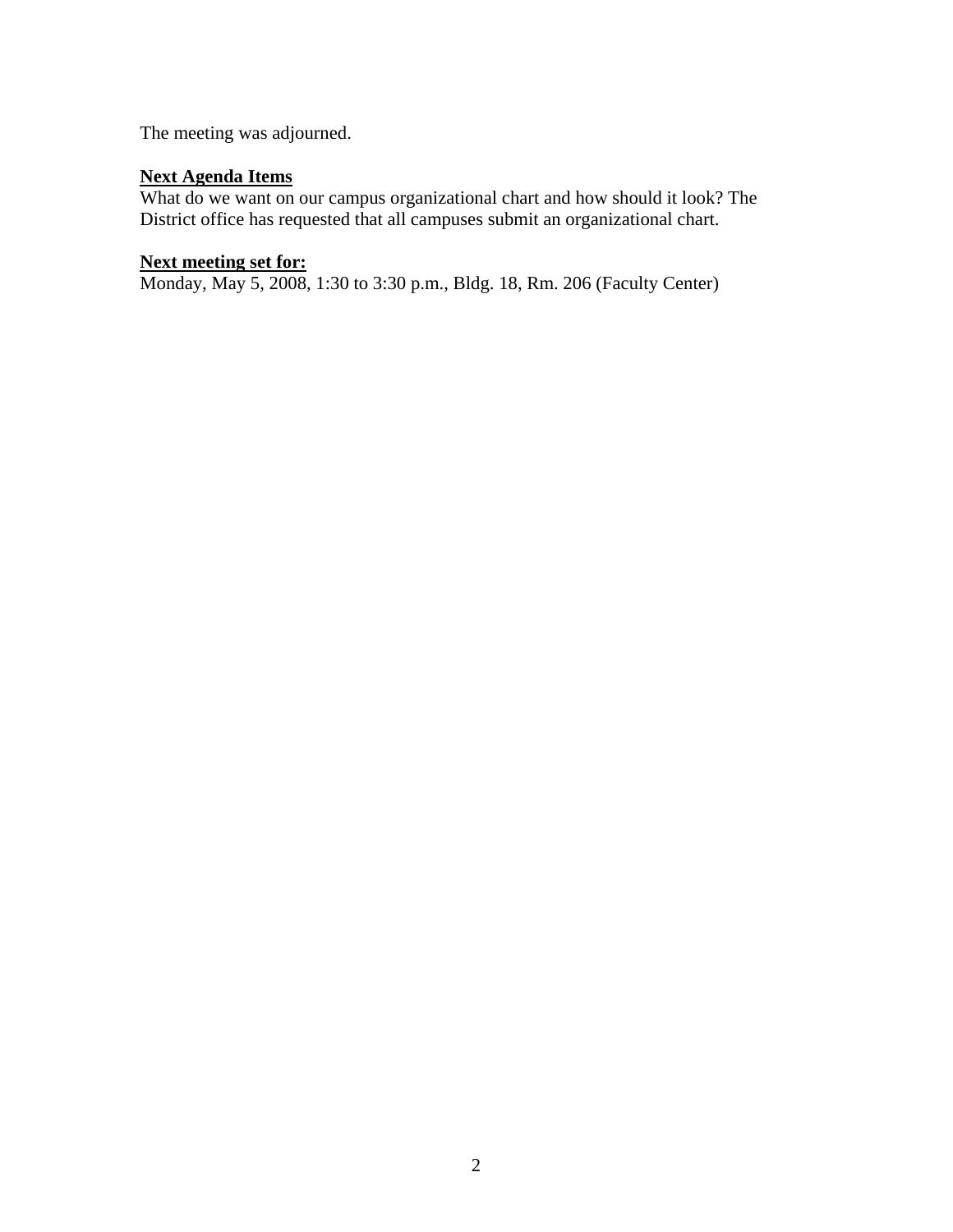The meeting was adjourned.

**Next Agenda Items**

What do we want on our campus organizational chart and how should it look? The District office has requested that all campuses submit an organizational chart.

**Next meeting set for:**

Monday, May 5, 2008, 1:30 to 3:30 p.m., Bldg. 18, Rm. 206 (Faculty Center)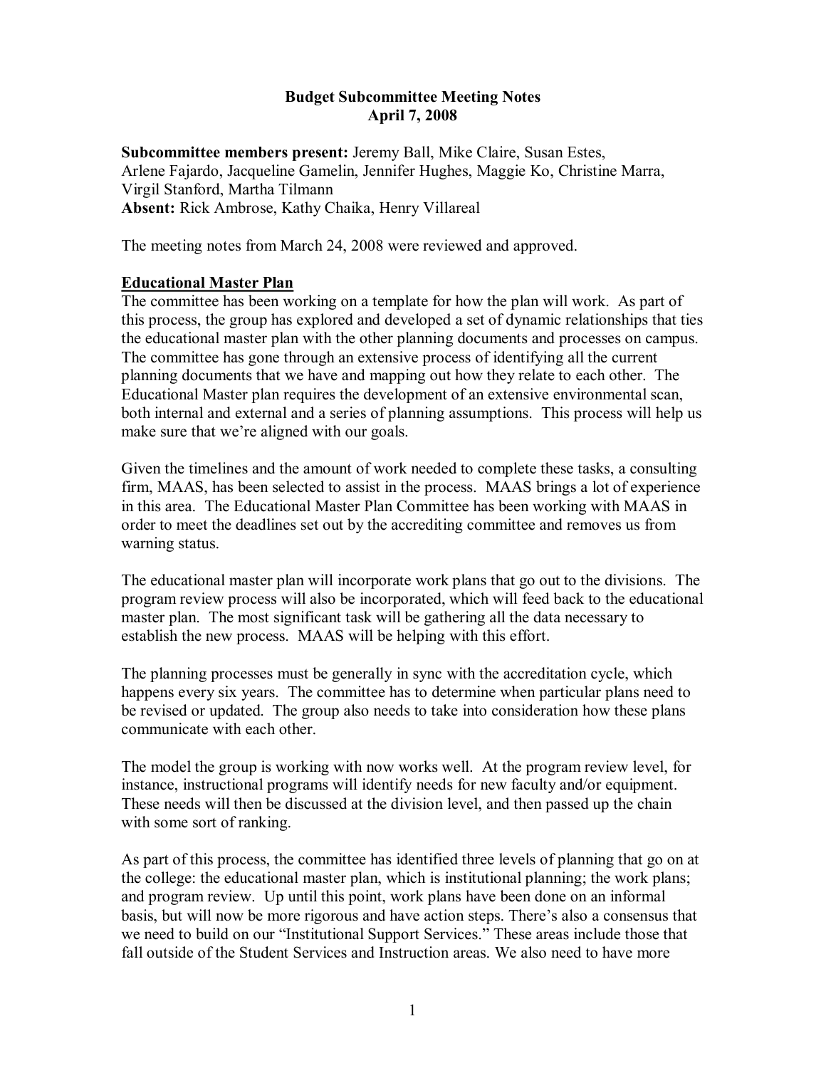**Budget Subcommittee Meeting Notes**
**April 7, 2008**

**Subcommittee members present:** Jeremy Ball, Mike Claire, Susan Estes, Arlene Fajardo, Jacqueline Gamelin, Jennifer Hughes, Maggie Ko, Christine Marra, Virgil Stanford, Martha Tilmann
**Absent:** Rick Ambrose, Kathy Chaika, Henry Villareal

The meeting notes from March 24, 2008 were reviewed and approved.

**Educational Master Plan**

The committee has been working on a template for how the plan will work. As part of this process, the group has explored and developed a set of dynamic relationships that ties the educational master plan with the other planning documents and processes on campus. The committee has gone through an extensive process of identifying all the current planning documents that we have and mapping out how they relate to each other. The Educational Master plan requires the development of an extensive environmental scan, both internal and external and a series of planning assumptions. This process will help us make sure that we're aligned with our goals.

Given the timelines and the amount of work needed to complete these tasks, a consulting firm, MAAS, has been selected to assist in the process. MAAS brings a lot of experience in this area. The Educational Master Plan Committee has been working with MAAS in order to meet the deadlines set out by the accrediting committee and removes us from warning status.

The educational master plan will incorporate work plans that go out to the divisions. The program review process will also be incorporated, which will feed back to the educational master plan. The most significant task will be gathering all the data necessary to establish the new process. MAAS will be helping with this effort.

The planning processes must be generally in sync with the accreditation cycle, which happens every six years. The committee has to determine when particular plans need to be revised or updated. The group also needs to take into consideration how these plans communicate with each other.

The model the group is working with now works well. At the program review level, for instance, instructional programs will identify needs for new faculty and/or equipment. These needs will then be discussed at the division level, and then passed up the chain with some sort of ranking.

As part of this process, the committee has identified three levels of planning that go on at the college: the educational master plan, which is institutional planning; the work plans; and program review. Up until this point, work plans have been done on an informal basis, but will now be more rigorous and have action steps. There's also a consensus that we need to build on our "Institutional Support Services." These areas include those that fall outside of the Student Services and Instruction areas. We also need to have more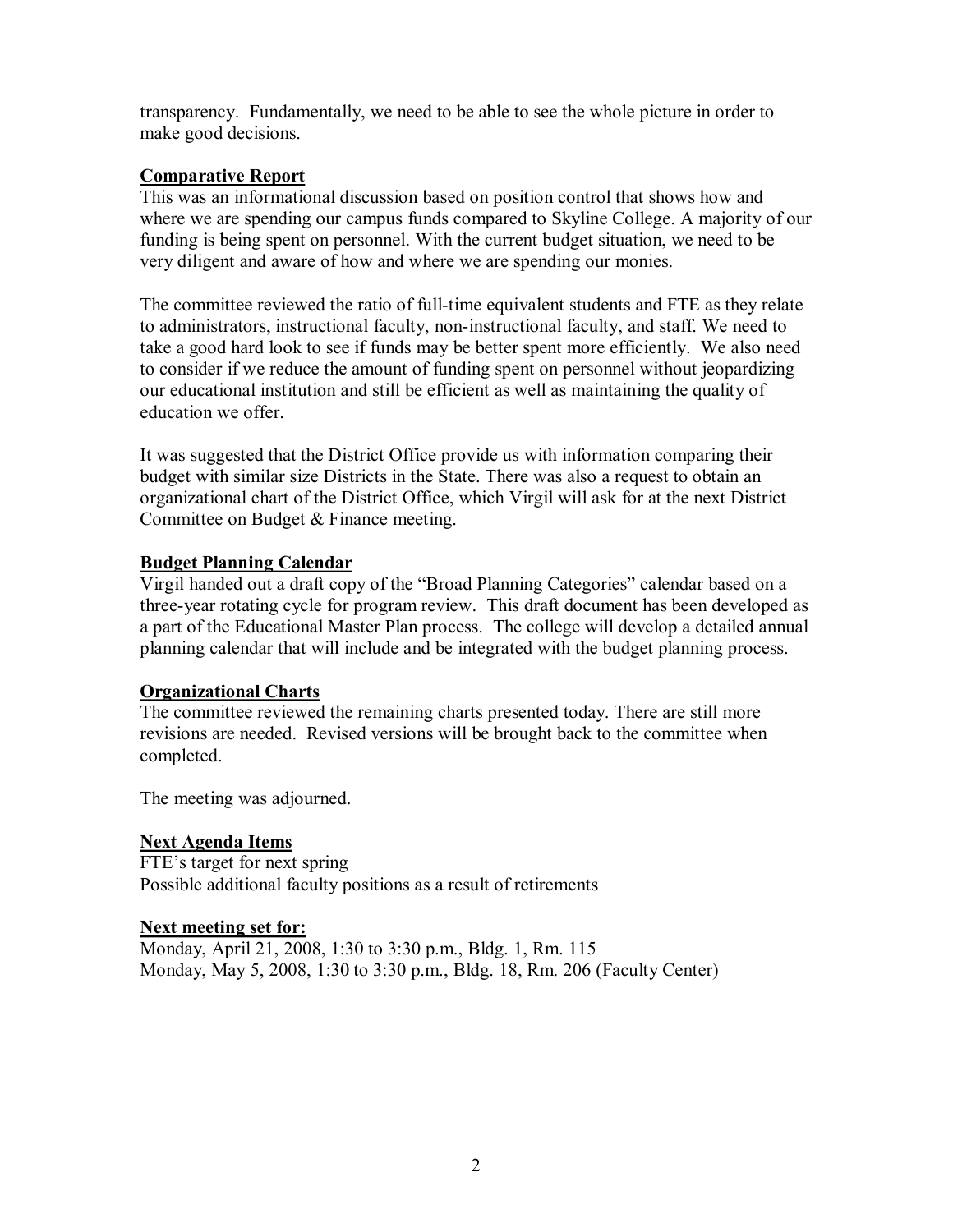transparency. Fundamentally, we need to be able to see the whole picture in order to make good decisions.

**Comparative Report**

This was an informational discussion based on position control that shows how and where we are spending our campus funds compared to Skyline College. A majority of our funding is being spent on personnel. With the current budget situation, we need to be very diligent and aware of how and where we are spending our monies.

The committee reviewed the ratio of full-time equivalent students and FTE as they relate to administrators, instructional faculty, non-instructional faculty, and staff. We need to take a good hard look to see if funds may be better spent more efficiently. We also need to consider if we reduce the amount of funding spent on personnel without jeopardizing our educational institution and still be efficient as well as maintaining the quality of education we offer.

It was suggested that the District Office provide us with information comparing their budget with similar size Districts in the State. There was also a request to obtain an organizational chart of the District Office, which Virgil will ask for at the next District Committee on Budget & Finance meeting.

**Budget Planning Calendar**

Virgil handed out a draft copy of the "Broad Planning Categories" calendar based on a three-year rotating cycle for program review. This draft document has been developed as a part of the Educational Master Plan process. The college will develop a detailed annual planning calendar that will include and be integrated with the budget planning process.

**Organizational Charts**

The committee reviewed the remaining charts presented today. There are still more revisions are needed. Revised versions will be brought back to the committee when completed.

The meeting was adjourned.

**Next Agenda Items**

FTE's target for next spring
Possible additional faculty positions as a result of retirements

**Next meeting set for:**

Monday, April 21, 2008, 1:30 to 3:30 p.m., Bldg. 1, Rm. 115
Monday, May 5, 2008, 1:30 to 3:30 p.m., Bldg. 18, Rm. 206 (Faculty Center)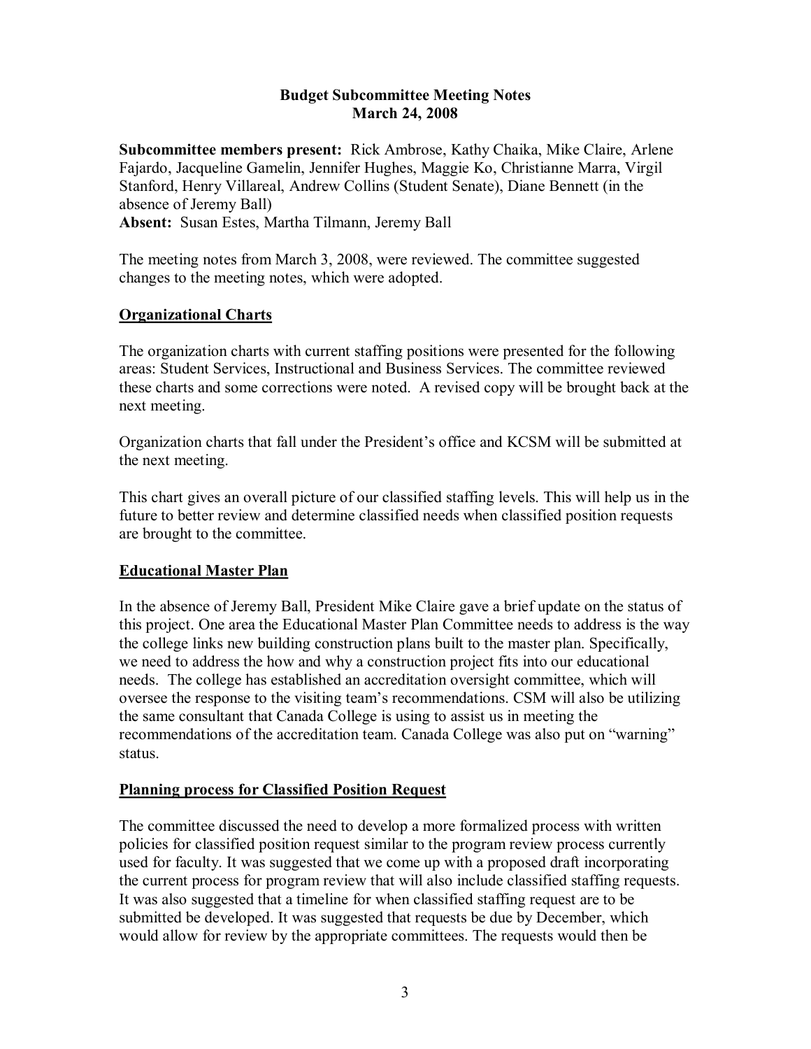# Budget Subcommittee Meeting Notes
## March 24, 2008

**Subcommittee members present:** Rick Ambrose, Kathy Chaika, Mike Claire, Arlene Fajardo, Jacqueline Gamelin, Jennifer Hughes, Maggie Ko, Christianne Marra, Virgil Stanford, Henry Villareal, Andrew Collins (Student Senate), Diane Bennett (in the absence of Jeremy Ball)
**Absent:** Susan Estes, Martha Tilmann, Jeremy Ball

The meeting notes from March 3, 2008, were reviewed. The committee suggested changes to the meeting notes, which were adopted.

### Organizational Charts

The organization charts with current staffing positions were presented for the following areas: Student Services, Instructional and Business Services. The committee reviewed these charts and some corrections were noted. A revised copy will be brought back at the next meeting.

Organization charts that fall under the President's office and KCSM will be submitted at the next meeting.

This chart gives an overall picture of our classified staffing levels. This will help us in the future to better review and determine classified needs when classified position requests are brought to the committee.

### Educational Master Plan

In the absence of Jeremy Ball, President Mike Claire gave a brief update on the status of this project. One area the Educational Master Plan Committee needs to address is the way the college links new building construction plans built to the master plan. Specifically, we need to address the how and why a construction project fits into our educational needs. The college has established an accreditation oversight committee, which will oversee the response to the visiting team's recommendations. CSM will also be utilizing the same consultant that Canada College is using to assist us in meeting the recommendations of the accreditation team. Canada College was also put on "warning" status.

### Planning process for Classified Position Request

The committee discussed the need to develop a more formalized process with written policies for classified position request similar to the program review process currently used for faculty. It was suggested that we come up with a proposed draft incorporating the current process for program review that will also include classified staffing requests. It was also suggested that a timeline for when classified staffing request are to be submitted be developed. It was suggested that requests be due by December, which would allow for review by the appropriate committees. The requests would then be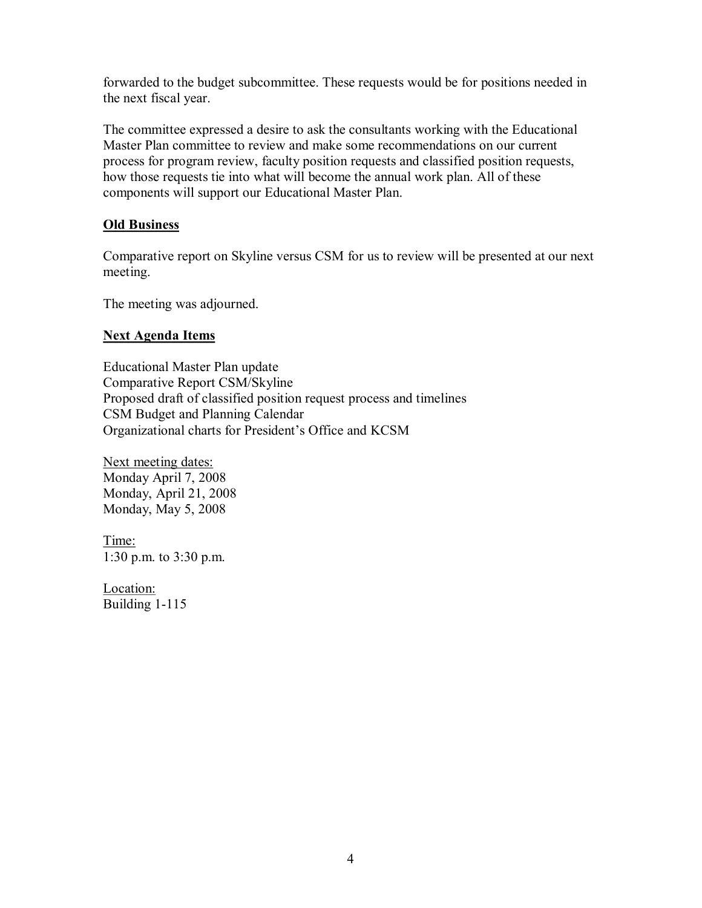forwarded to the budget subcommittee. These requests would be for positions needed in the next fiscal year.

The committee expressed a desire to ask the consultants working with the Educational Master Plan committee to review and make some recommendations on our current process for program review, faculty position requests and classified position requests, how those requests tie into what will become the annual work plan. All of these components will support our Educational Master Plan.

**Old Business**

Comparative report on Skyline versus CSM for us to review will be presented at our next meeting.

The meeting was adjourned.

**Next Agenda Items**

Educational Master Plan update
Comparative Report CSM/Skyline
Proposed draft of classified position request process and timelines
CSM Budget and Planning Calendar
Organizational charts for President's Office and KCSM

Next meeting dates:
Monday April 7, 2008
Monday, April 21, 2008
Monday, May 5, 2008

Time:
1:30 p.m. to 3:30 p.m.

Location:
Building 1-115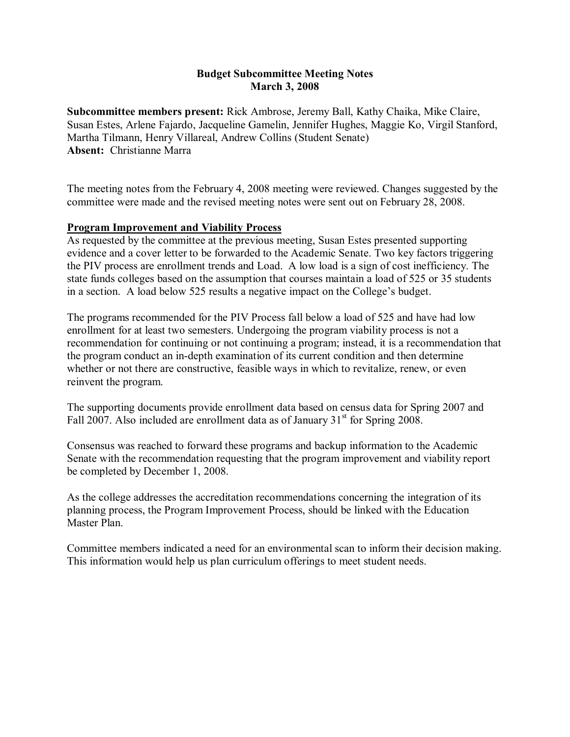# Budget Subcommittee Meeting Notes
## March 3, 2008

**Subcommittee members present:** Rick Ambrose, Jeremy Ball, Kathy Chaika, Mike Claire, Susan Estes, Arlene Fajardo, Jacqueline Gamelin, Jennifer Hughes, Maggie Ko, Virgil Stanford, Martha Tilmann, Henry Villareal, Andrew Collins (Student Senate)
**Absent:** Christianne Marra

The meeting notes from the February 4, 2008 meeting were reviewed. Changes suggested by the committee were made and the revised meeting notes were sent out on February 28, 2008.

**Program Improvement and Viability Process**

As requested by the committee at the previous meeting, Susan Estes presented supporting evidence and a cover letter to be forwarded to the Academic Senate. Two key factors triggering the PIV process are enrollment trends and Load. A low load is a sign of cost inefficiency. The state funds colleges based on the assumption that courses maintain a load of 525 or 35 students in a section. A load below 525 results a negative impact on the College's budget.

The programs recommended for the PIV Process fall below a load of 525 and have had low enrollment for at least two semesters. Undergoing the program viability process is not a recommendation for continuing or not continuing a program; instead, it is a recommendation that the program conduct an in-depth examination of its current condition and then determine whether or not there are constructive, feasible ways in which to revitalize, renew, or even reinvent the program.

The supporting documents provide enrollment data based on census data for Spring 2007 and Fall 2007. Also included are enrollment data as of January 31st for Spring 2008.

Consensus was reached to forward these programs and backup information to the Academic Senate with the recommendation requesting that the program improvement and viability report be completed by December 1, 2008.

As the college addresses the accreditation recommendations concerning the integration of its planning process, the Program Improvement Process, should be linked with the Education Master Plan.

Committee members indicated a need for an environmental scan to inform their decision making. This information would help us plan curriculum offerings to meet student needs.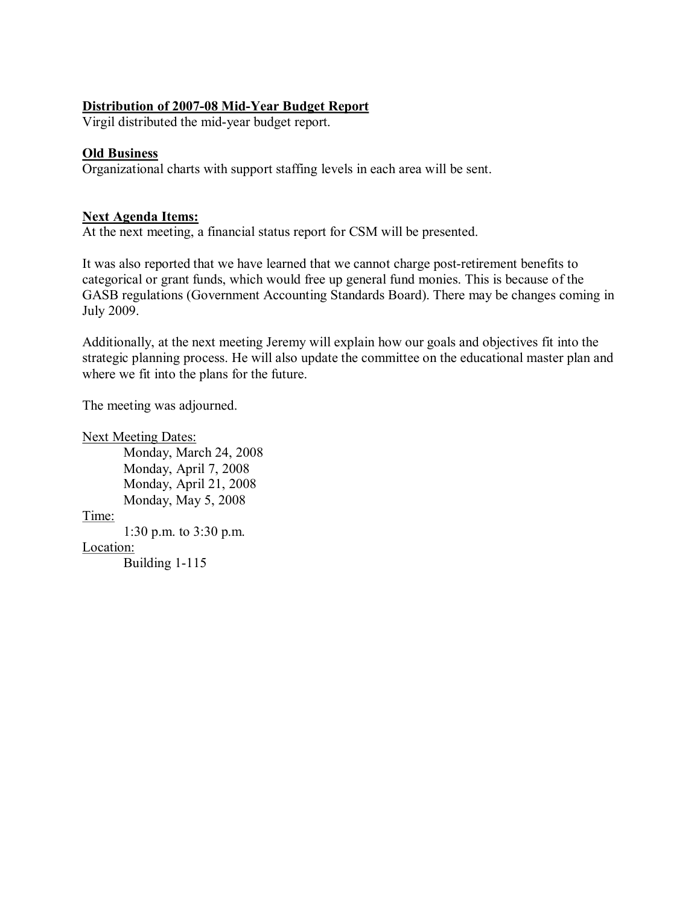**Distribution of 2007-08 Mid-Year Budget Report**
Virgil distributed the mid-year budget report.

**Old Business**
Organizational charts with support staffing levels in each area will be sent.

**Next Agenda Items:**
At the next meeting, a financial status report for CSM will be presented.

It was also reported that we have learned that we cannot charge post-retirement benefits to categorical or grant funds, which would free up general fund monies. This is because of the GASB regulations (Government Accounting Standards Board). There may be changes coming in July 2009.

Additionally, at the next meeting Jeremy will explain how our goals and objectives fit into the strategic planning process. He will also update the committee on the educational master plan and where we fit into the plans for the future.

The meeting was adjourned.

Next Meeting Dates:
- Monday, March 24, 2008
- Monday, April 7, 2008
- Monday, April 21, 2008
- Monday, May 5, 2008

Time:
- 1:30 p.m. to 3:30 p.m.

Location:
- Building 1-115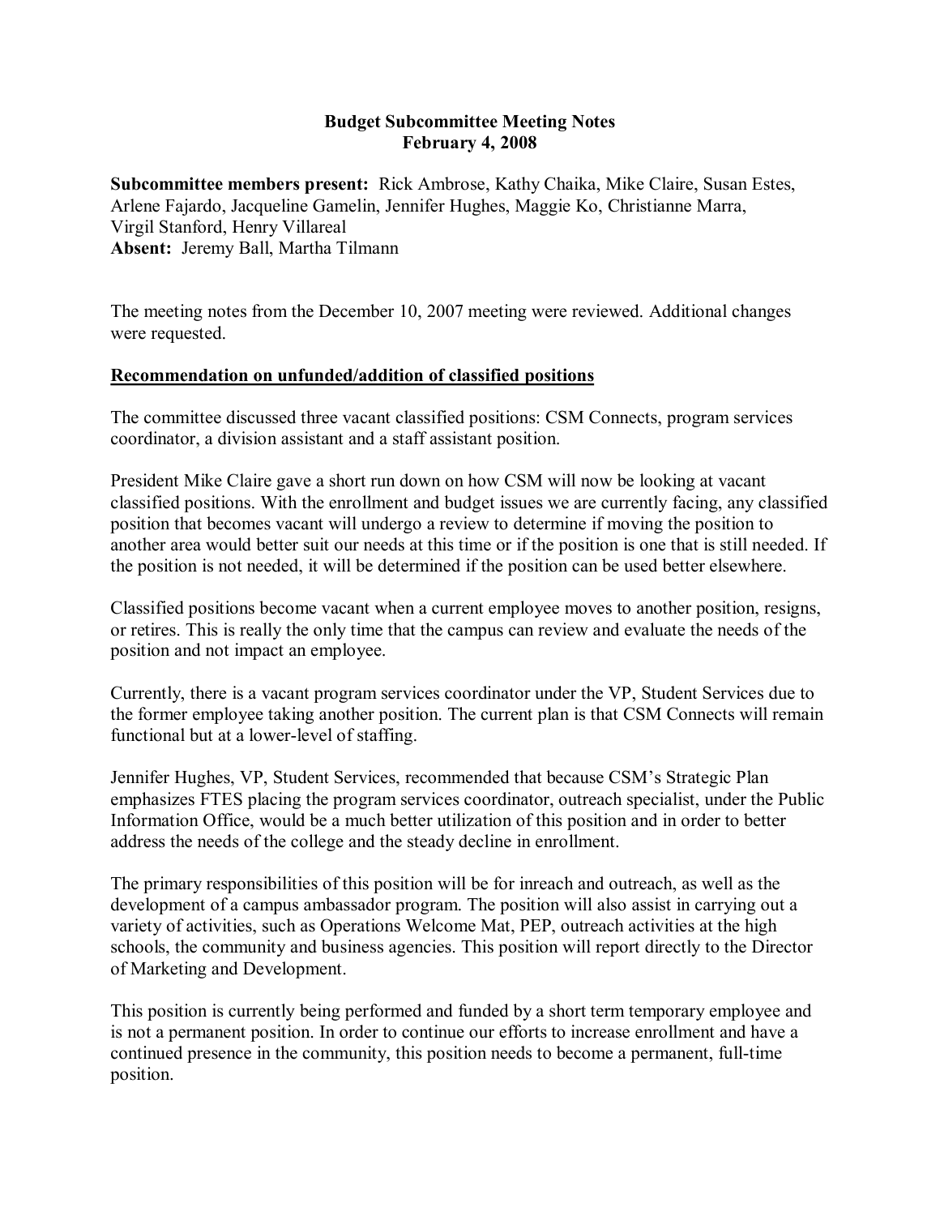# Budget Subcommittee Meeting Notes
## February 4, 2008

**Subcommittee members present:** Rick Ambrose, Kathy Chaika, Mike Claire, Susan Estes, Arlene Fajardo, Jacqueline Gamelin, Jennifer Hughes, Maggie Ko, Christianne Marra, Virgil Stanford, Henry Villareal
**Absent:** Jeremy Ball, Martha Tilmann

The meeting notes from the December 10, 2007 meeting were reviewed. Additional changes were requested.

**Recommendation on unfunded/addition of classified positions**

The committee discussed three vacant classified positions: CSM Connects, program services coordinator, a division assistant and a staff assistant position.

President Mike Claire gave a short run down on how CSM will now be looking at vacant classified positions. With the enrollment and budget issues we are currently facing, any classified position that becomes vacant will undergo a review to determine if moving the position to another area would better suit our needs at this time or if the position is one that is still needed. If the position is not needed, it will be determined if the position can be used better elsewhere.

Classified positions become vacant when a current employee moves to another position, resigns, or retires. This is really the only time that the campus can review and evaluate the needs of the position and not impact an employee.

Currently, there is a vacant program services coordinator under the VP, Student Services due to the former employee taking another position. The current plan is that CSM Connects will remain functional but at a lower-level of staffing.

Jennifer Hughes, VP, Student Services, recommended that because CSM's Strategic Plan emphasizes FTES placing the program services coordinator, outreach specialist, under the Public Information Office, would be a much better utilization of this position and in order to better address the needs of the college and the steady decline in enrollment.

The primary responsibilities of this position will be for inreach and outreach, as well as the development of a campus ambassador program. The position will also assist in carrying out a variety of activities, such as Operations Welcome Mat, PEP, outreach activities at the high schools, the community and business agencies. This position will report directly to the Director of Marketing and Development.

This position is currently being performed and funded by a short term temporary employee and is not a permanent position. In order to continue our efforts to increase enrollment and have a continued presence in the community, this position needs to become a permanent, full-time position.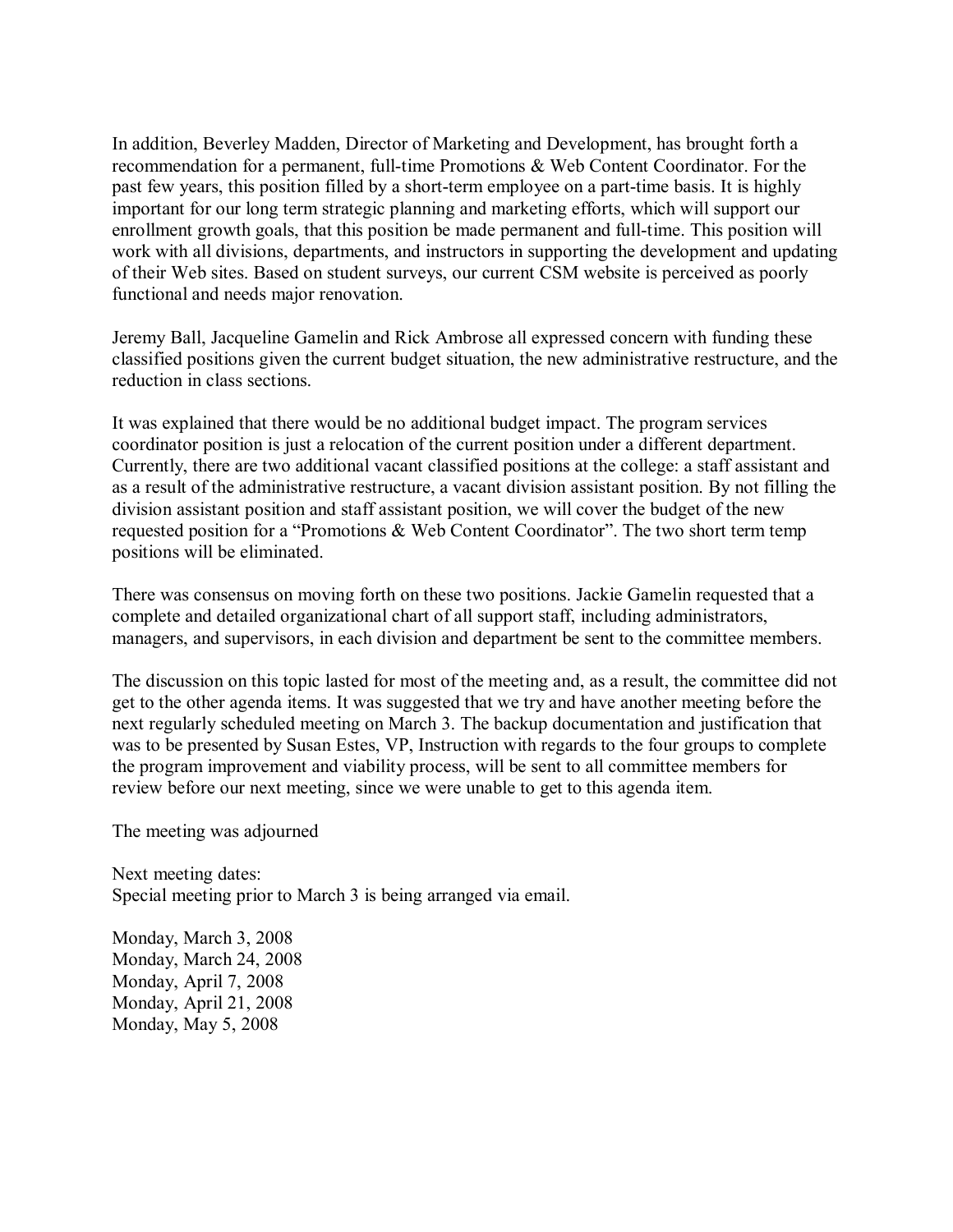In addition, Beverley Madden, Director of Marketing and Development, has brought forth a recommendation for a permanent, full-time Promotions & Web Content Coordinator. For the past few years, this position filled by a short-term employee on a part-time basis. It is highly important for our long term strategic planning and marketing efforts, which will support our enrollment growth goals, that this position be made permanent and full-time. This position will work with all divisions, departments, and instructors in supporting the development and updating of their Web sites. Based on student surveys, our current CSM website is perceived as poorly functional and needs major renovation.

Jeremy Ball, Jacqueline Gamelin and Rick Ambrose all expressed concern with funding these classified positions given the current budget situation, the new administrative restructure, and the reduction in class sections.

It was explained that there would be no additional budget impact. The program services coordinator position is just a relocation of the current position under a different department. Currently, there are two additional vacant classified positions at the college: a staff assistant and as a result of the administrative restructure, a vacant division assistant position. By not filling the division assistant position and staff assistant position, we will cover the budget of the new requested position for a "Promotions & Web Content Coordinator". The two short term temp positions will be eliminated.

There was consensus on moving forth on these two positions. Jackie Gamelin requested that a complete and detailed organizational chart of all support staff, including administrators, managers, and supervisors, in each division and department be sent to the committee members.

The discussion on this topic lasted for most of the meeting and, as a result, the committee did not get to the other agenda items. It was suggested that we try and have another meeting before the next regularly scheduled meeting on March 3. The backup documentation and justification that was to be presented by Susan Estes, VP, Instruction with regards to the four groups to complete the program improvement and viability process, will be sent to all committee members for review before our next meeting, since we were unable to get to this agenda item.

The meeting was adjourned

Next meeting dates:
Special meeting prior to March 3 is being arranged via email.

Monday, March 3, 2008
Monday, March 24, 2008
Monday, April 7, 2008
Monday, April 21, 2008
Monday, May 5, 2008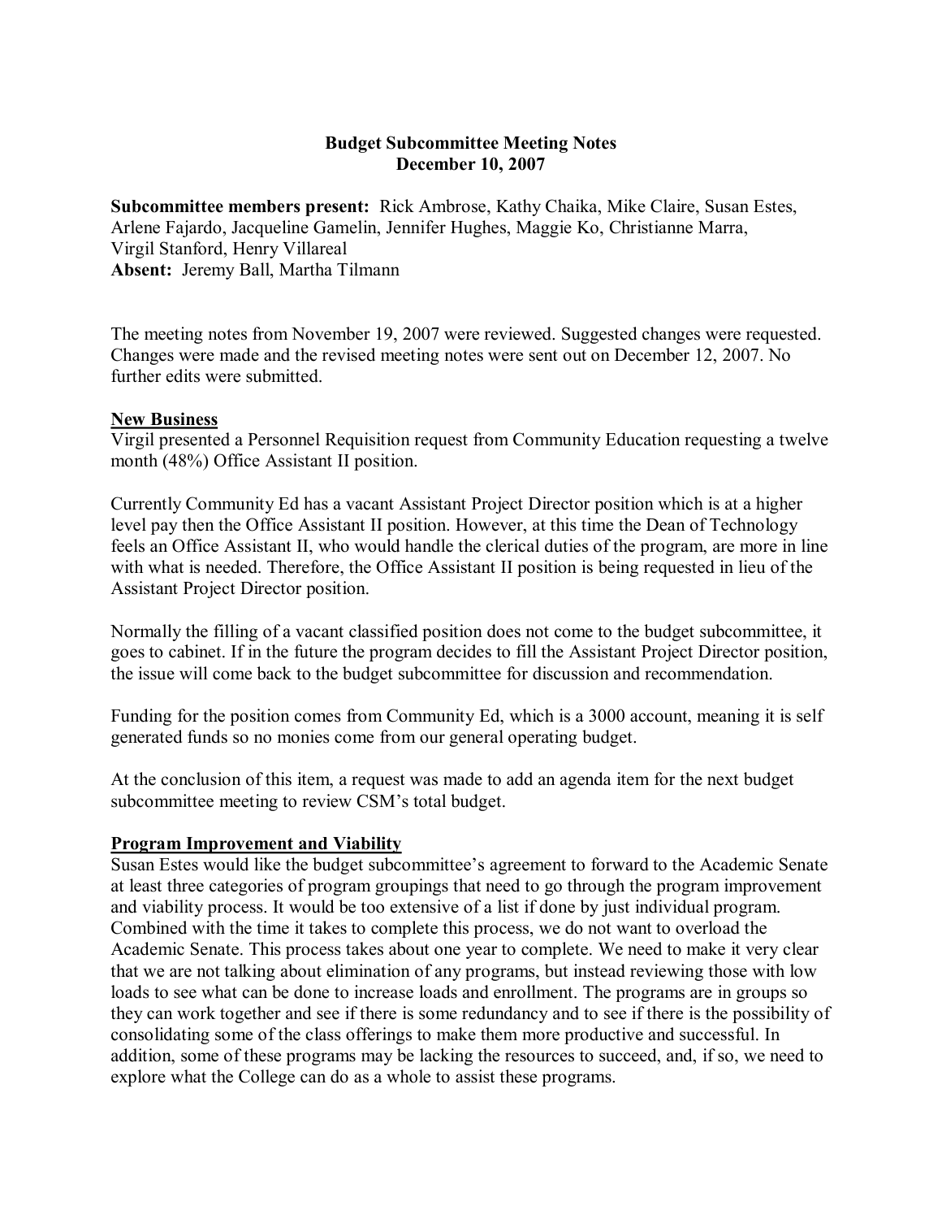**Budget Subcommittee Meeting Notes**
**December 10, 2007**

**Subcommittee members present:** Rick Ambrose, Kathy Chaika, Mike Claire, Susan Estes, Arlene Fajardo, Jacqueline Gamelin, Jennifer Hughes, Maggie Ko, Christianne Marra, Virgil Stanford, Henry Villareal
**Absent:** Jeremy Ball, Martha Tilmann

The meeting notes from November 19, 2007 were reviewed. Suggested changes were requested. Changes were made and the revised meeting notes were sent out on December 12, 2007. No further edits were submitted.

**New Business**

Virgil presented a Personnel Requisition request from Community Education requesting a twelve month (48%) Office Assistant II position.

Currently Community Ed has a vacant Assistant Project Director position which is at a higher level pay then the Office Assistant II position. However, at this time the Dean of Technology feels an Office Assistant II, who would handle the clerical duties of the program, are more in line with what is needed. Therefore, the Office Assistant II position is being requested in lieu of the Assistant Project Director position.

Normally the filling of a vacant classified position does not come to the budget subcommittee, it goes to cabinet. If in the future the program decides to fill the Assistant Project Director position, the issue will come back to the budget subcommittee for discussion and recommendation.

Funding for the position comes from Community Ed, which is a 3000 account, meaning it is self generated funds so no monies come from our general operating budget.

At the conclusion of this item, a request was made to add an agenda item for the next budget subcommittee meeting to review CSM's total budget.

**Program Improvement and Viability**

Susan Estes would like the budget subcommittee's agreement to forward to the Academic Senate at least three categories of program groupings that need to go through the program improvement and viability process. It would be too extensive of a list if done by just individual program. Combined with the time it takes to complete this process, we do not want to overload the Academic Senate. This process takes about one year to complete. We need to make it very clear that we are not talking about elimination of any programs, but instead reviewing those with low loads to see what can be done to increase loads and enrollment. The programs are in groups so they can work together and see if there is some redundancy and to see if there is the possibility of consolidating some of the class offerings to make them more productive and successful. In addition, some of these programs may be lacking the resources to succeed, and, if so, we need to explore what the College can do as a whole to assist these programs.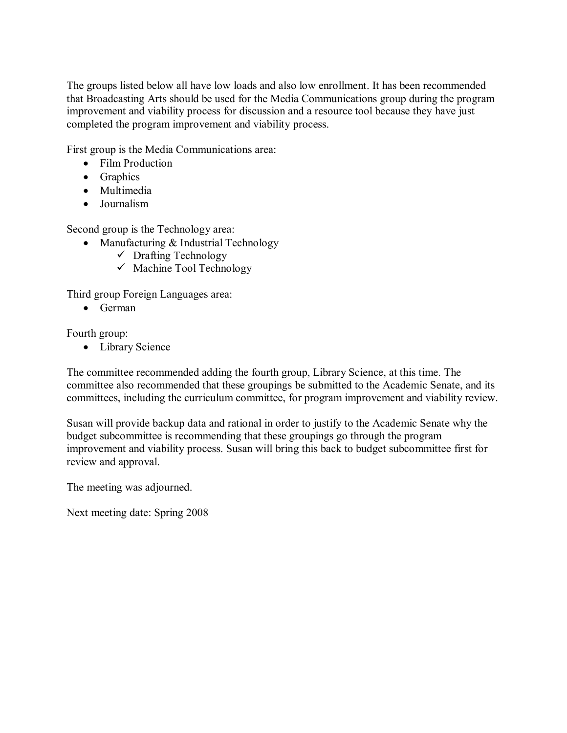The groups listed below all have low loads and also low enrollment. It has been recommended that Broadcasting Arts should be used for the Media Communications group during the program improvement and viability process for discussion and a resource tool because they have just completed the program improvement and viability process.

First group is the Media Communications area:

- Film Production
- Graphics
- Multimedia
- Journalism

Second group is the Technology area:

- Manufacturing & Industrial Technology
  - ✓ Drafting Technology
  - ✓ Machine Tool Technology

Third group Foreign Languages area:

- German

Fourth group:

- Library Science

The committee recommended adding the fourth group, Library Science, at this time. The committee also recommended that these groupings be submitted to the Academic Senate, and its committees, including the curriculum committee, for program improvement and viability review.

Susan will provide backup data and rational in order to justify to the Academic Senate why the budget subcommittee is recommending that these groupings go through the program improvement and viability process. Susan will bring this back to budget subcommittee first for review and approval.

The meeting was adjourned.

Next meeting date: Spring 2008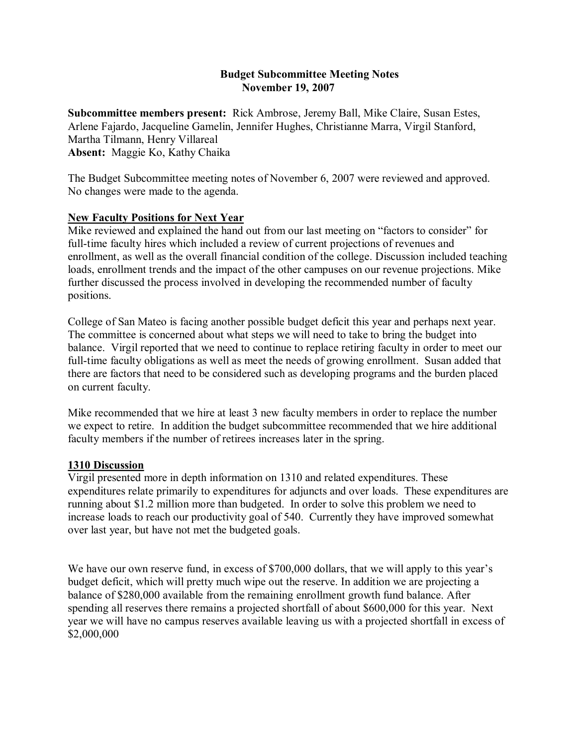# Budget Subcommittee Meeting Notes
## November 19, 2007

**Subcommittee members present:** Rick Ambrose, Jeremy Ball, Mike Claire, Susan Estes, Arlene Fajardo, Jacqueline Gamelin, Jennifer Hughes, Christianne Marra, Virgil Stanford, Martha Tilmann, Henry Villareal
**Absent:** Maggie Ko, Kathy Chaika

The Budget Subcommittee meeting notes of November 6, 2007 were reviewed and approved. No changes were made to the agenda.

**New Faculty Positions for Next Year**

Mike reviewed and explained the hand out from our last meeting on "factors to consider" for full-time faculty hires which included a review of current projections of revenues and enrollment, as well as the overall financial condition of the college. Discussion included teaching loads, enrollment trends and the impact of the other campuses on our revenue projections. Mike further discussed the process involved in developing the recommended number of faculty positions.

College of San Mateo is facing another possible budget deficit this year and perhaps next year. The committee is concerned about what steps we will need to take to bring the budget into balance. Virgil reported that we need to continue to replace retiring faculty in order to meet our full-time faculty obligations as well as meet the needs of growing enrollment. Susan added that there are factors that need to be considered such as developing programs and the burden placed on current faculty.

Mike recommended that we hire at least 3 new faculty members in order to replace the number we expect to retire. In addition the budget subcommittee recommended that we hire additional faculty members if the number of retirees increases later in the spring.

**1310 Discussion**

Virgil presented more in depth information on 1310 and related expenditures. These expenditures relate primarily to expenditures for adjuncts and over loads. These expenditures are running about $1.2 million more than budgeted. In order to solve this problem we need to increase loads to reach our productivity goal of 540. Currently they have improved somewhat over last year, but have not met the budgeted goals.

We have our own reserve fund, in excess of $700,000 dollars, that we will apply to this year's budget deficit, which will pretty much wipe out the reserve. In addition we are projecting a balance of $280,000 available from the remaining enrollment growth fund balance. After spending all reserves there remains a projected shortfall of about $600,000 for this year. Next year we will have no campus reserves available leaving us with a projected shortfall in excess of $2,000,000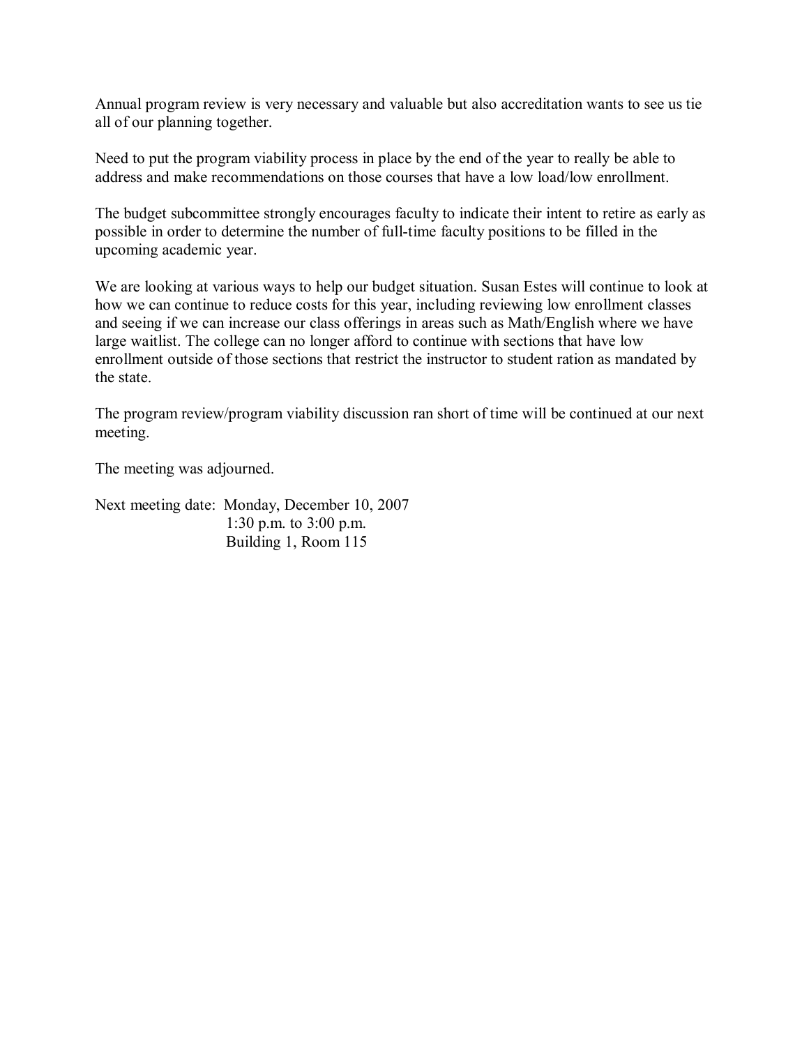Annual program review is very necessary and valuable but also accreditation wants to see us tie all of our planning together.

Need to put the program viability process in place by the end of the year to really be able to address and make recommendations on those courses that have a low load/low enrollment.

The budget subcommittee strongly encourages faculty to indicate their intent to retire as early as possible in order to determine the number of full-time faculty positions to be filled in the upcoming academic year.

We are looking at various ways to help our budget situation. Susan Estes will continue to look at how we can continue to reduce costs for this year, including reviewing low enrollment classes and seeing if we can increase our class offerings in areas such as Math/English where we have large waitlist. The college can no longer afford to continue with sections that have low enrollment outside of those sections that restrict the instructor to student ration as mandated by the state.

The program review/program viability discussion ran short of time will be continued at our next meeting.

The meeting was adjourned.

Next meeting date: Monday, December 10, 2007
1:30 p.m. to 3:00 p.m.
Building 1, Room 115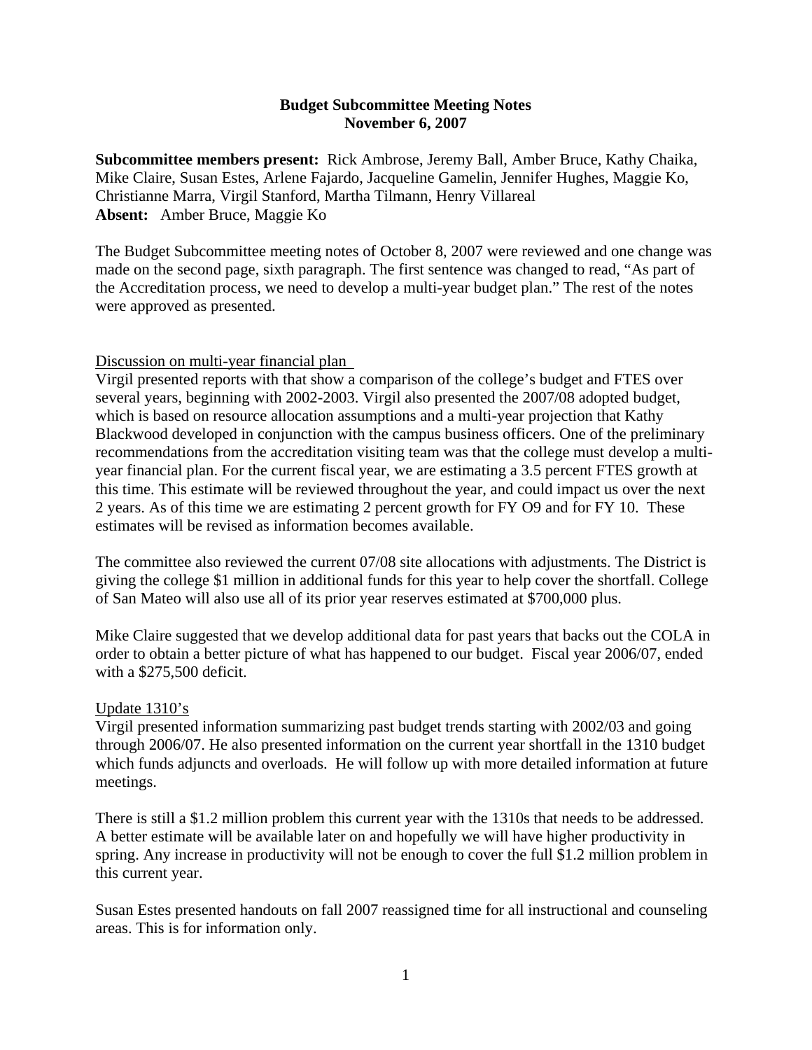**Budget Subcommittee Meeting Notes**
**November 6, 2007**

**Subcommittee members present:** Rick Ambrose, Jeremy Ball, Amber Bruce, Kathy Chaika, Mike Claire, Susan Estes, Arlene Fajardo, Jacqueline Gamelin, Jennifer Hughes, Maggie Ko, Christianne Marra, Virgil Stanford, Martha Tilmann, Henry Villareal
**Absent:** Amber Bruce, Maggie Ko

The Budget Subcommittee meeting notes of October 8, 2007 were reviewed and one change was made on the second page, sixth paragraph. The first sentence was changed to read, "As part of the Accreditation process, we need to develop a multi-year budget plan." The rest of the notes were approved as presented.

Discussion on multi-year financial plan

Virgil presented reports with that show a comparison of the college's budget and FTES over several years, beginning with 2002-2003. Virgil also presented the 2007/08 adopted budget, which is based on resource allocation assumptions and a multi-year projection that Kathy Blackwood developed in conjunction with the campus business officers. One of the preliminary recommendations from the accreditation visiting team was that the college must develop a multi-year financial plan. For the current fiscal year, we are estimating a 3.5 percent FTES growth at this time. This estimate will be reviewed throughout the year, and could impact us over the next 2 years. As of this time we are estimating 2 percent growth for FY O9 and for FY 10. These estimates will be revised as information becomes available.

The committee also reviewed the current 07/08 site allocations with adjustments. The District is giving the college $1 million in additional funds for this year to help cover the shortfall. College of San Mateo will also use all of its prior year reserves estimated at $700,000 plus.

Mike Claire suggested that we develop additional data for past years that backs out the COLA in order to obtain a better picture of what has happened to our budget. Fiscal year 2006/07, ended with a $275,500 deficit.

Update 1310's

Virgil presented information summarizing past budget trends starting with 2002/03 and going through 2006/07. He also presented information on the current year shortfall in the 1310 budget which funds adjuncts and overloads. He will follow up with more detailed information at future meetings.

There is still a $1.2 million problem this current year with the 1310s that needs to be addressed. A better estimate will be available later on and hopefully we will have higher productivity in spring. Any increase in productivity will not be enough to cover the full $1.2 million problem in this current year.

Susan Estes presented handouts on fall 2007 reassigned time for all instructional and counseling areas. This is for information only.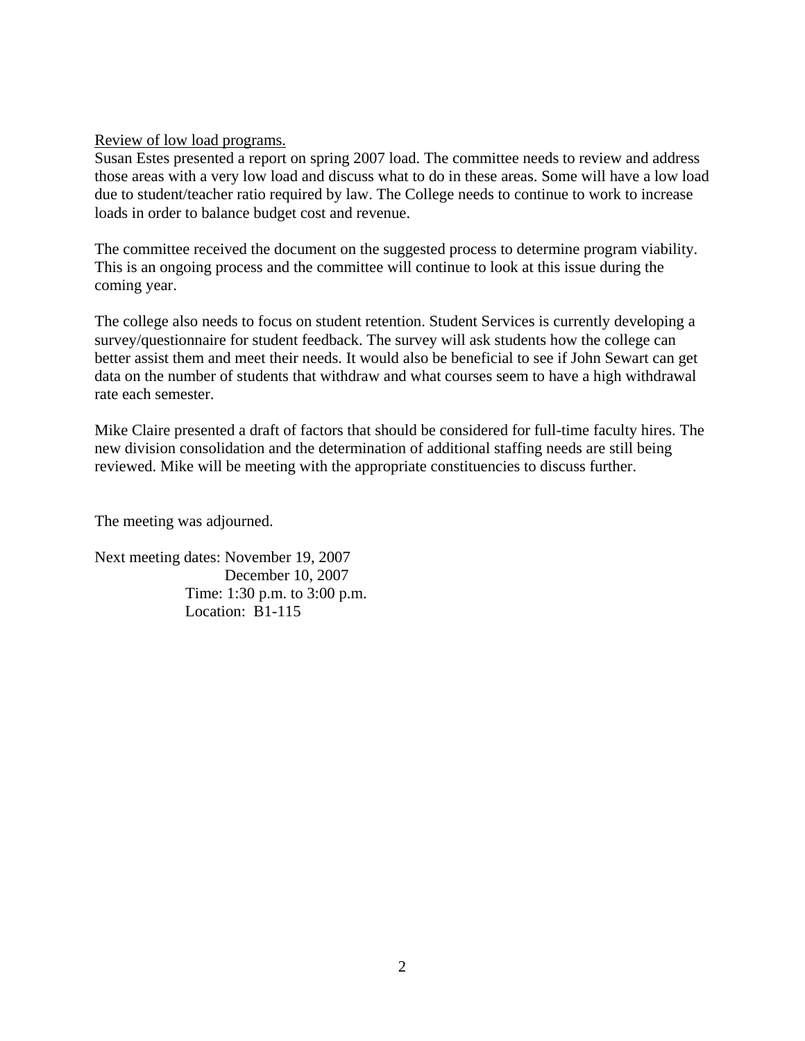Review of low load programs.

Susan Estes presented a report on spring 2007 load. The committee needs to review and address those areas with a very low load and discuss what to do in these areas. Some will have a low load due to student/teacher ratio required by law. The College needs to continue to work to increase loads in order to balance budget cost and revenue.

The committee received the document on the suggested process to determine program viability. This is an ongoing process and the committee will continue to look at this issue during the coming year.

The college also needs to focus on student retention. Student Services is currently developing a survey/questionnaire for student feedback. The survey will ask students how the college can better assist them and meet their needs. It would also be beneficial to see if John Sewart can get data on the number of students that withdraw and what courses seem to have a high withdrawal rate each semester.

Mike Claire presented a draft of factors that should be considered for full-time faculty hires. The new division consolidation and the determination of additional staffing needs are still being reviewed. Mike will be meeting with the appropriate constituencies to discuss further.

The meeting was adjourned.

Next meeting dates: November 19, 2007
December 10, 2007
Time: 1:30 p.m. to 3:00 p.m.
Location: B1-115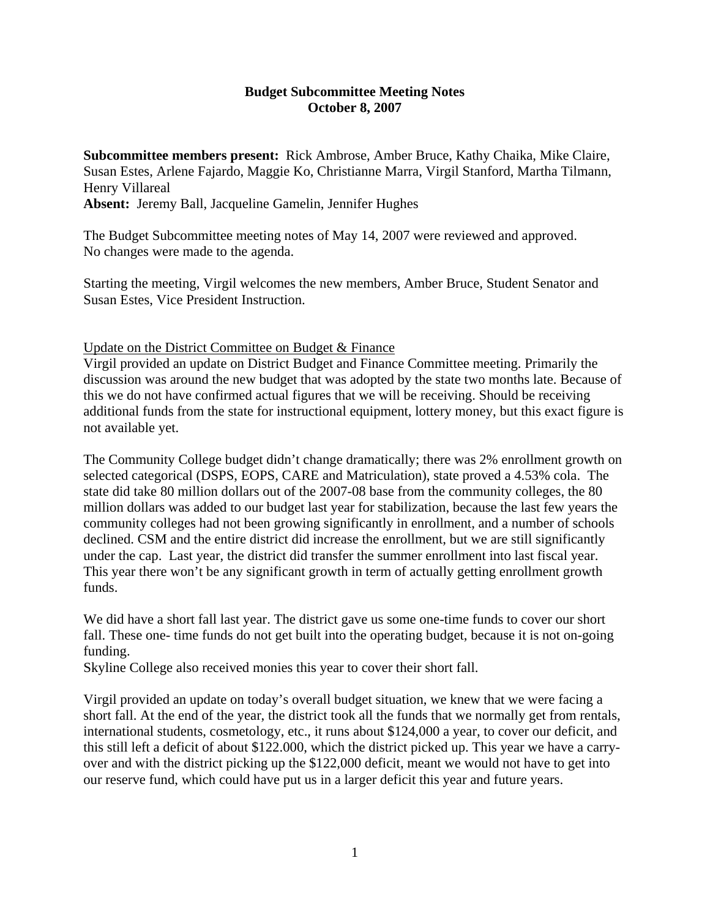**Budget Subcommittee Meeting Notes**
**October 8, 2007**

**Subcommittee members present:** Rick Ambrose, Amber Bruce, Kathy Chaika, Mike Claire, Susan Estes, Arlene Fajardo, Maggie Ko, Christianne Marra, Virgil Stanford, Martha Tilmann, Henry Villareal
**Absent:** Jeremy Ball, Jacqueline Gamelin, Jennifer Hughes

The Budget Subcommittee meeting notes of May 14, 2007 were reviewed and approved. No changes were made to the agenda.

Starting the meeting, Virgil welcomes the new members, Amber Bruce, Student Senator and Susan Estes, Vice President Instruction.

Update on the District Committee on Budget & Finance

Virgil provided an update on District Budget and Finance Committee meeting. Primarily the discussion was around the new budget that was adopted by the state two months late. Because of this we do not have confirmed actual figures that we will be receiving. Should be receiving additional funds from the state for instructional equipment, lottery money, but this exact figure is not available yet.

The Community College budget didn't change dramatically; there was 2% enrollment growth on selected categorical (DSPS, EOPS, CARE and Matriculation), state proved a 4.53% cola. The state did take 80 million dollars out of the 2007-08 base from the community colleges, the 80 million dollars was added to our budget last year for stabilization, because the last few years the community colleges had not been growing significantly in enrollment, and a number of schools declined. CSM and the entire district did increase the enrollment, but we are still significantly under the cap. Last year, the district did transfer the summer enrollment into last fiscal year. This year there won't be any significant growth in term of actually getting enrollment growth funds.

We did have a short fall last year. The district gave us some one-time funds to cover our short fall. These one- time funds do not get built into the operating budget, because it is not on-going funding.
Skyline College also received monies this year to cover their short fall.

Virgil provided an update on today's overall budget situation, we knew that we were facing a short fall. At the end of the year, the district took all the funds that we normally get from rentals, international students, cosmetology, etc., it runs about $124,000 a year, to cover our deficit, and this still left a deficit of about $122.000, which the district picked up. This year we have a carry-over and with the district picking up the $122,000 deficit, meant we would not have to get into our reserve fund, which could have put us in a larger deficit this year and future years.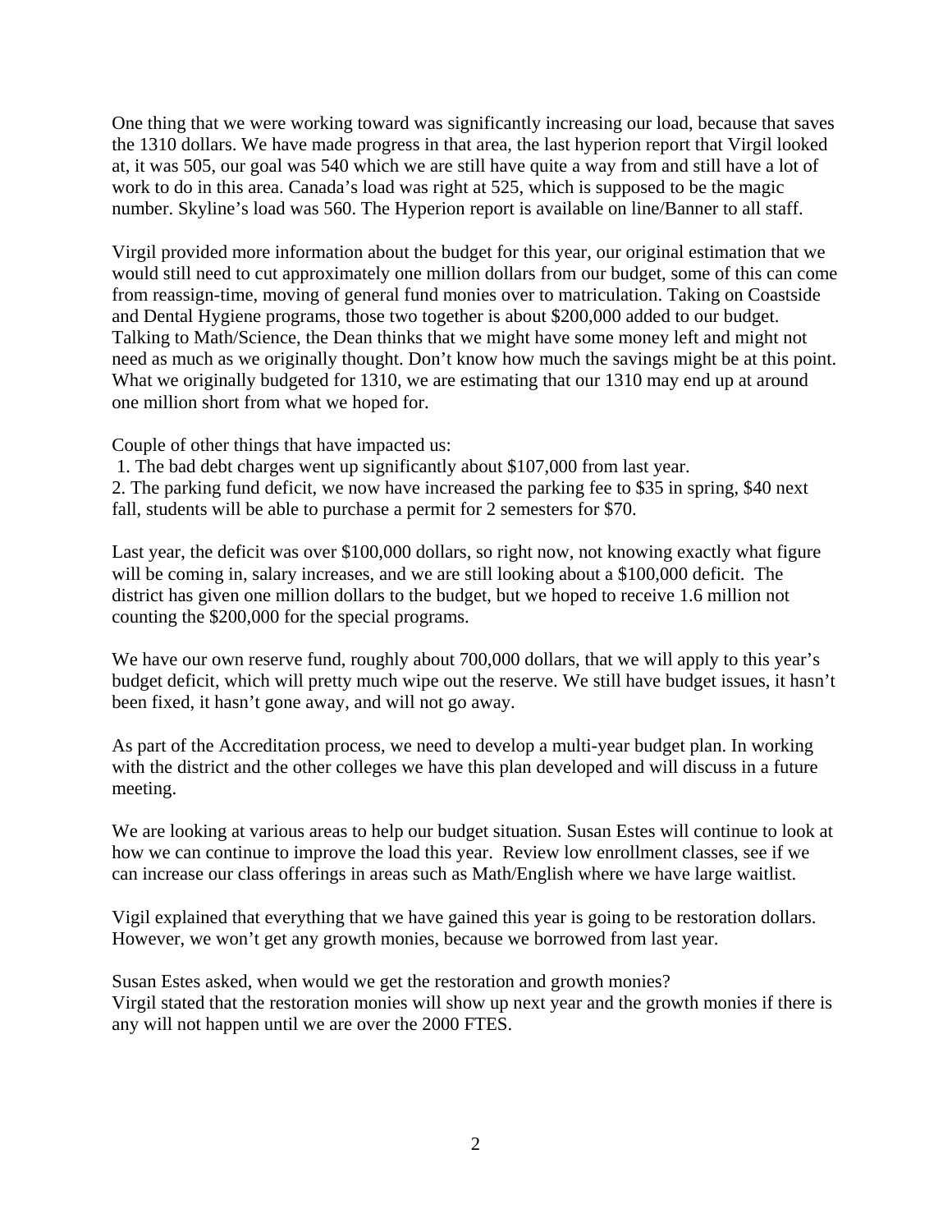One thing that we were working toward was significantly increasing our load, because that saves the 1310 dollars. We have made progress in that area, the last hyperion report that Virgil looked at, it was 505, our goal was 540 which we are still have quite a way from and still have a lot of work to do in this area. Canada's load was right at 525, which is supposed to be the magic number. Skyline's load was 560. The Hyperion report is available on line/Banner to all staff.

Virgil provided more information about the budget for this year, our original estimation that we would still need to cut approximately one million dollars from our budget, some of this can come from reassign-time, moving of general fund monies over to matriculation. Taking on Coastside and Dental Hygiene programs, those two together is about $200,000 added to our budget. Talking to Math/Science, the Dean thinks that we might have some money left and might not need as much as we originally thought. Don't know how much the savings might be at this point. What we originally budgeted for 1310, we are estimating that our 1310 may end up at around one million short from what we hoped for.

Couple of other things that have impacted us:

1. The bad debt charges went up significantly about $107,000 from last year.
2. The parking fund deficit, we now have increased the parking fee to $35 in spring, $40 next fall, students will be able to purchase a permit for 2 semesters for $70.

Last year, the deficit was over $100,000 dollars, so right now, not knowing exactly what figure will be coming in, salary increases, and we are still looking about a $100,000 deficit. The district has given one million dollars to the budget, but we hoped to receive 1.6 million not counting the $200,000 for the special programs.

We have our own reserve fund, roughly about 700,000 dollars, that we will apply to this year's budget deficit, which will pretty much wipe out the reserve. We still have budget issues, it hasn't been fixed, it hasn't gone away, and will not go away.

As part of the Accreditation process, we need to develop a multi-year budget plan. In working with the district and the other colleges we have this plan developed and will discuss in a future meeting.

We are looking at various areas to help our budget situation. Susan Estes will continue to look at how we can continue to improve the load this year. Review low enrollment classes, see if we can increase our class offerings in areas such as Math/English where we have large waitlist.

Vigil explained that everything that we have gained this year is going to be restoration dollars. However, we won't get any growth monies, because we borrowed from last year.

Susan Estes asked, when would we get the restoration and growth monies?
Virgil stated that the restoration monies will show up next year and the growth monies if there is any will not happen until we are over the 2000 FTES.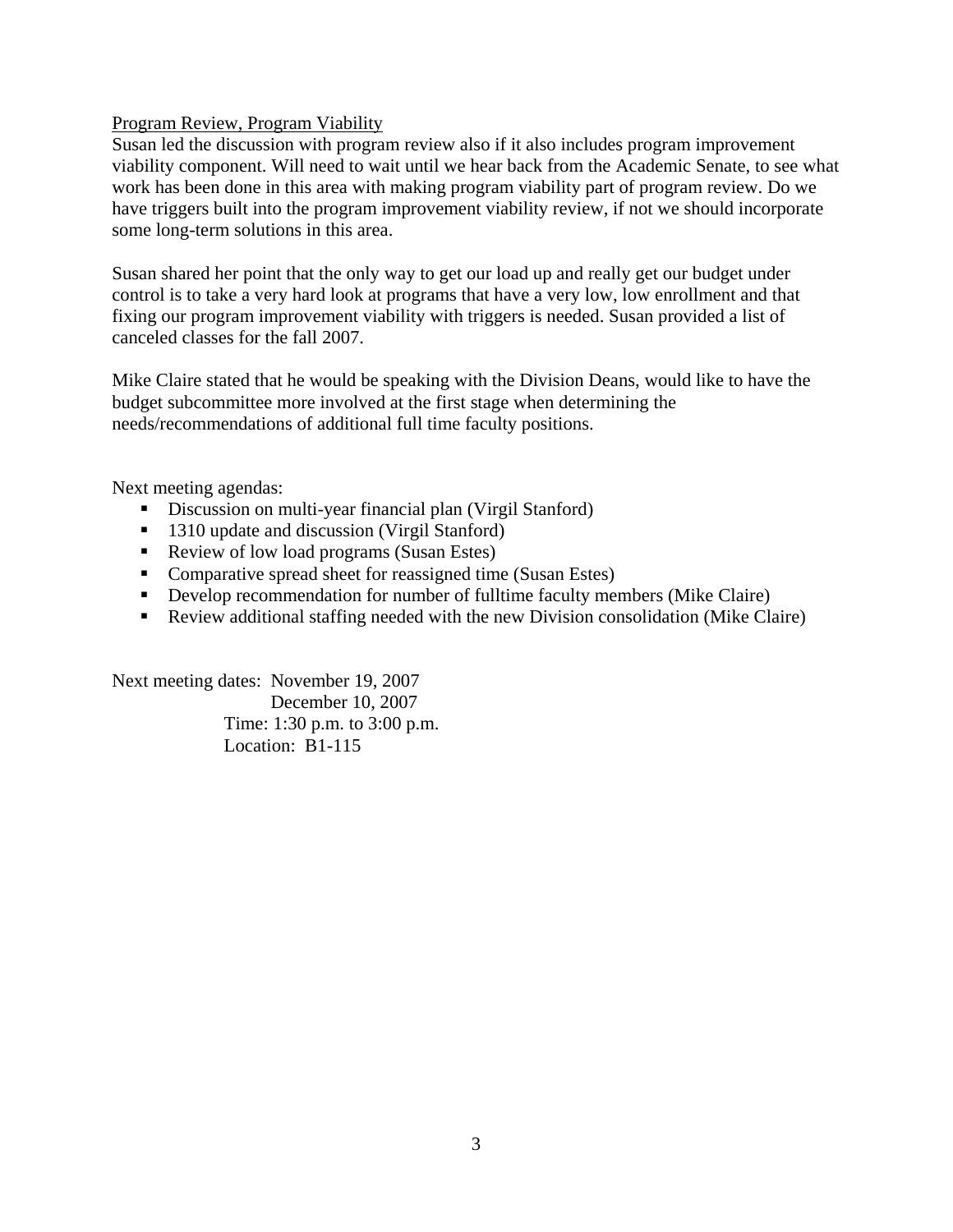Program Review, Program Viability

Susan led the discussion with program review also if it also includes program improvement viability component. Will need to wait until we hear back from the Academic Senate, to see what work has been done in this area with making program viability part of program review. Do we have triggers built into the program improvement viability review, if not we should incorporate some long-term solutions in this area.

Susan shared her point that the only way to get our load up and really get our budget under control is to take a very hard look at programs that have a very low, low enrollment and that fixing our program improvement viability with triggers is needed. Susan provided a list of canceled classes for the fall 2007.

Mike Claire stated that he would be speaking with the Division Deans, would like to have the budget subcommittee more involved at the first stage when determining the needs/recommendations of additional full time faculty positions.

Next meeting agendas:

- Discussion on multi-year financial plan (Virgil Stanford)
- 1310 update and discussion (Virgil Stanford)
- Review of low load programs (Susan Estes)
- Comparative spread sheet for reassigned time (Susan Estes)
- Develop recommendation for number of fulltime faculty members (Mike Claire)
- Review additional staffing needed with the new Division consolidation (Mike Claire)

Next meeting dates: November 19, 2007
December 10, 2007
Time: 1:30 p.m. to 3:00 p.m.
Location: B1-115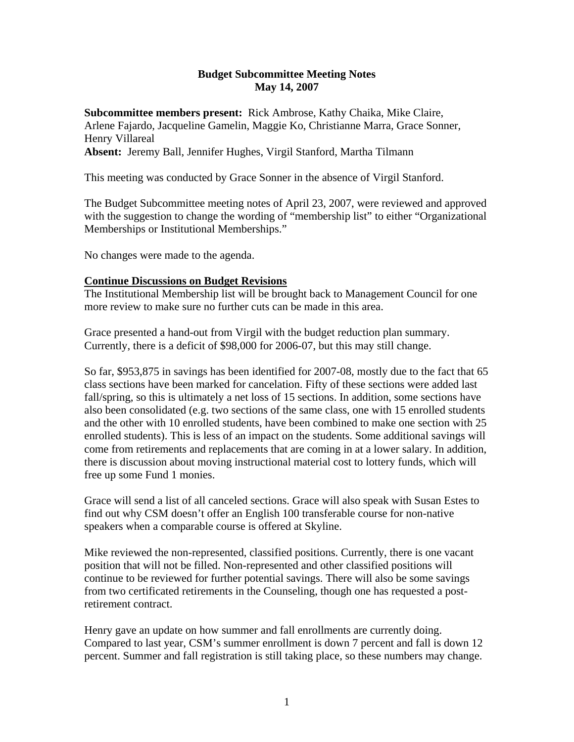**Budget Subcommittee Meeting Notes**
**May 14, 2007**

**Subcommittee members present:** Rick Ambrose, Kathy Chaika, Mike Claire, Arlene Fajardo, Jacqueline Gamelin, Maggie Ko, Christianne Marra, Grace Sonner, Henry Villareal
**Absent:** Jeremy Ball, Jennifer Hughes, Virgil Stanford, Martha Tilmann

This meeting was conducted by Grace Sonner in the absence of Virgil Stanford.

The Budget Subcommittee meeting notes of April 23, 2007, were reviewed and approved with the suggestion to change the wording of "membership list" to either "Organizational Memberships or Institutional Memberships."

No changes were made to the agenda.

**Continue Discussions on Budget Revisions**

The Institutional Membership list will be brought back to Management Council for one more review to make sure no further cuts can be made in this area.

Grace presented a hand-out from Virgil with the budget reduction plan summary. Currently, there is a deficit of $98,000 for 2006-07, but this may still change.

So far, $953,875 in savings has been identified for 2007-08, mostly due to the fact that 65 class sections have been marked for cancelation. Fifty of these sections were added last fall/spring, so this is ultimately a net loss of 15 sections. In addition, some sections have also been consolidated (e.g. two sections of the same class, one with 15 enrolled students and the other with 10 enrolled students, have been combined to make one section with 25 enrolled students). This is less of an impact on the students. Some additional savings will come from retirements and replacements that are coming in at a lower salary. In addition, there is discussion about moving instructional material cost to lottery funds, which will free up some Fund 1 monies.

Grace will send a list of all canceled sections. Grace will also speak with Susan Estes to find out why CSM doesn't offer an English 100 transferable course for non-native speakers when a comparable course is offered at Skyline.

Mike reviewed the non-represented, classified positions. Currently, there is one vacant position that will not be filled. Non-represented and other classified positions will continue to be reviewed for further potential savings. There will also be some savings from two certificated retirements in the Counseling, though one has requested a post-retirement contract.

Henry gave an update on how summer and fall enrollments are currently doing. Compared to last year, CSM's summer enrollment is down 7 percent and fall is down 12 percent. Summer and fall registration is still taking place, so these numbers may change.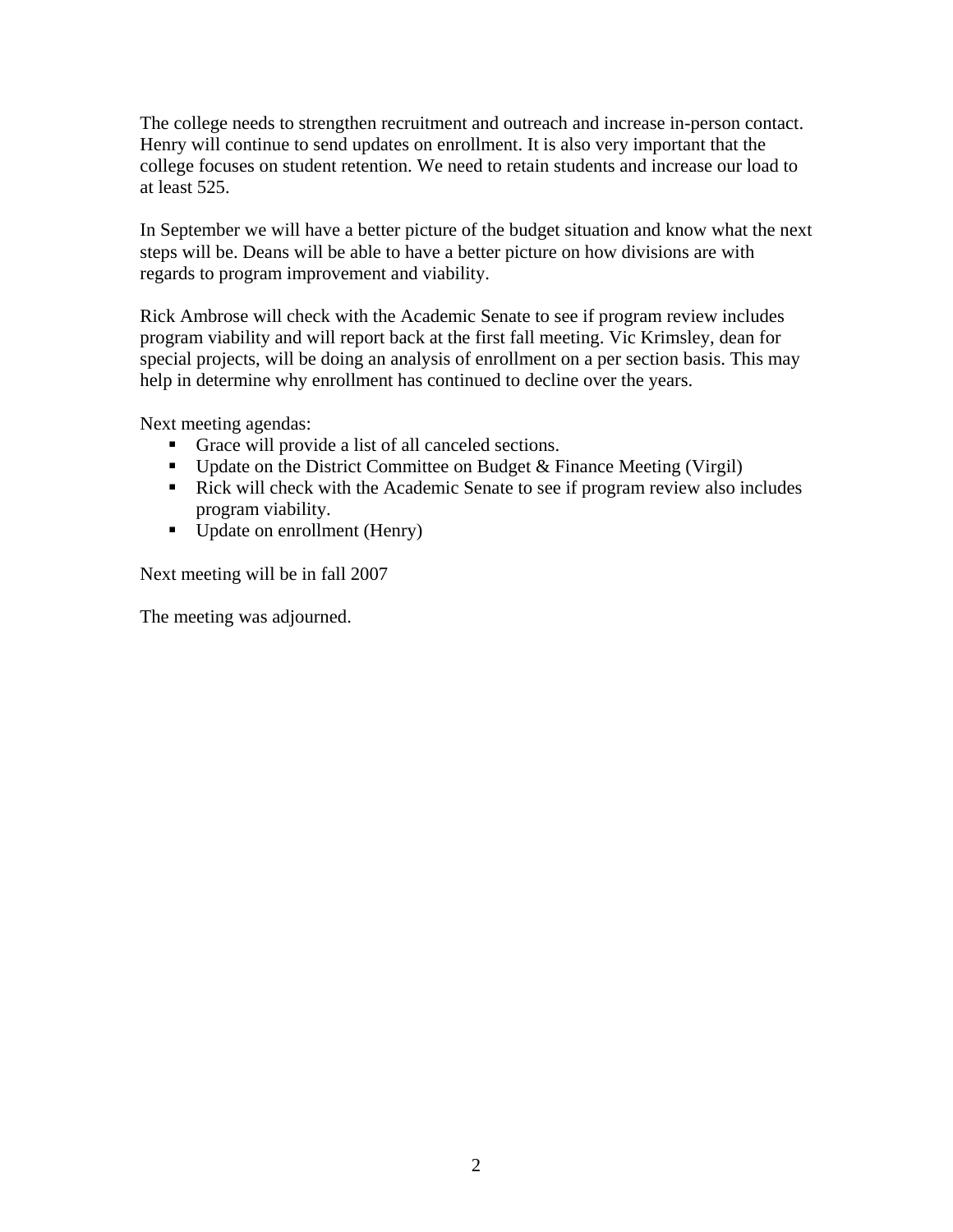The college needs to strengthen recruitment and outreach and increase in-person contact. Henry will continue to send updates on enrollment. It is also very important that the college focuses on student retention. We need to retain students and increase our load to at least 525.

In September we will have a better picture of the budget situation and know what the next steps will be. Deans will be able to have a better picture on how divisions are with regards to program improvement and viability.

Rick Ambrose will check with the Academic Senate to see if program review includes program viability and will report back at the first fall meeting. Vic Krimsley, dean for special projects, will be doing an analysis of enrollment on a per section basis. This may help in determine why enrollment has continued to decline over the years.

Next meeting agendas:

- Grace will provide a list of all canceled sections.
- Update on the District Committee on Budget & Finance Meeting (Virgil)
- Rick will check with the Academic Senate to see if program review also includes program viability.
- Update on enrollment (Henry)

Next meeting will be in fall 2007

The meeting was adjourned.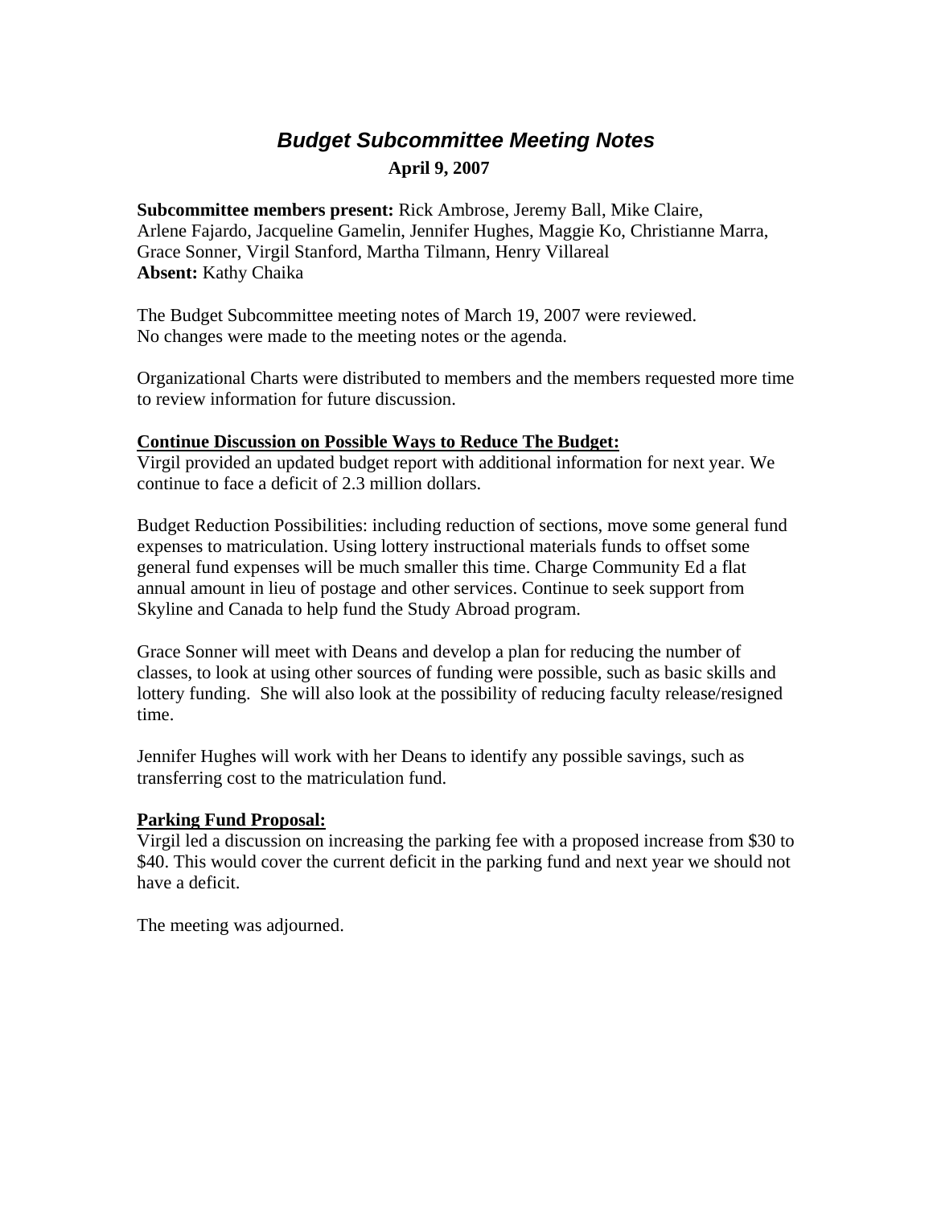# *Budget Subcommittee Meeting Notes*

**April 9, 2007**

**Subcommittee members present:** Rick Ambrose, Jeremy Ball, Mike Claire, Arlene Fajardo, Jacqueline Gamelin, Jennifer Hughes, Maggie Ko, Christianne Marra, Grace Sonner, Virgil Stanford, Martha Tilmann, Henry Villareal
**Absent:** Kathy Chaika

The Budget Subcommittee meeting notes of March 19, 2007 were reviewed. No changes were made to the meeting notes or the agenda.

Organizational Charts were distributed to members and the members requested more time to review information for future discussion.

**Continue Discussion on Possible Ways to Reduce The Budget:**

Virgil provided an updated budget report with additional information for next year. We continue to face a deficit of 2.3 million dollars.

Budget Reduction Possibilities: including reduction of sections, move some general fund expenses to matriculation. Using lottery instructional materials funds to offset some general fund expenses will be much smaller this time. Charge Community Ed a flat annual amount in lieu of postage and other services. Continue to seek support from Skyline and Canada to help fund the Study Abroad program.

Grace Sonner will meet with Deans and develop a plan for reducing the number of classes, to look at using other sources of funding were possible, such as basic skills and lottery funding. She will also look at the possibility of reducing faculty release/resigned time.

Jennifer Hughes will work with her Deans to identify any possible savings, such as transferring cost to the matriculation fund.

**Parking Fund Proposal:**

Virgil led a discussion on increasing the parking fee with a proposed increase from $30 to $40. This would cover the current deficit in the parking fund and next year we should not have a deficit.

The meeting was adjourned.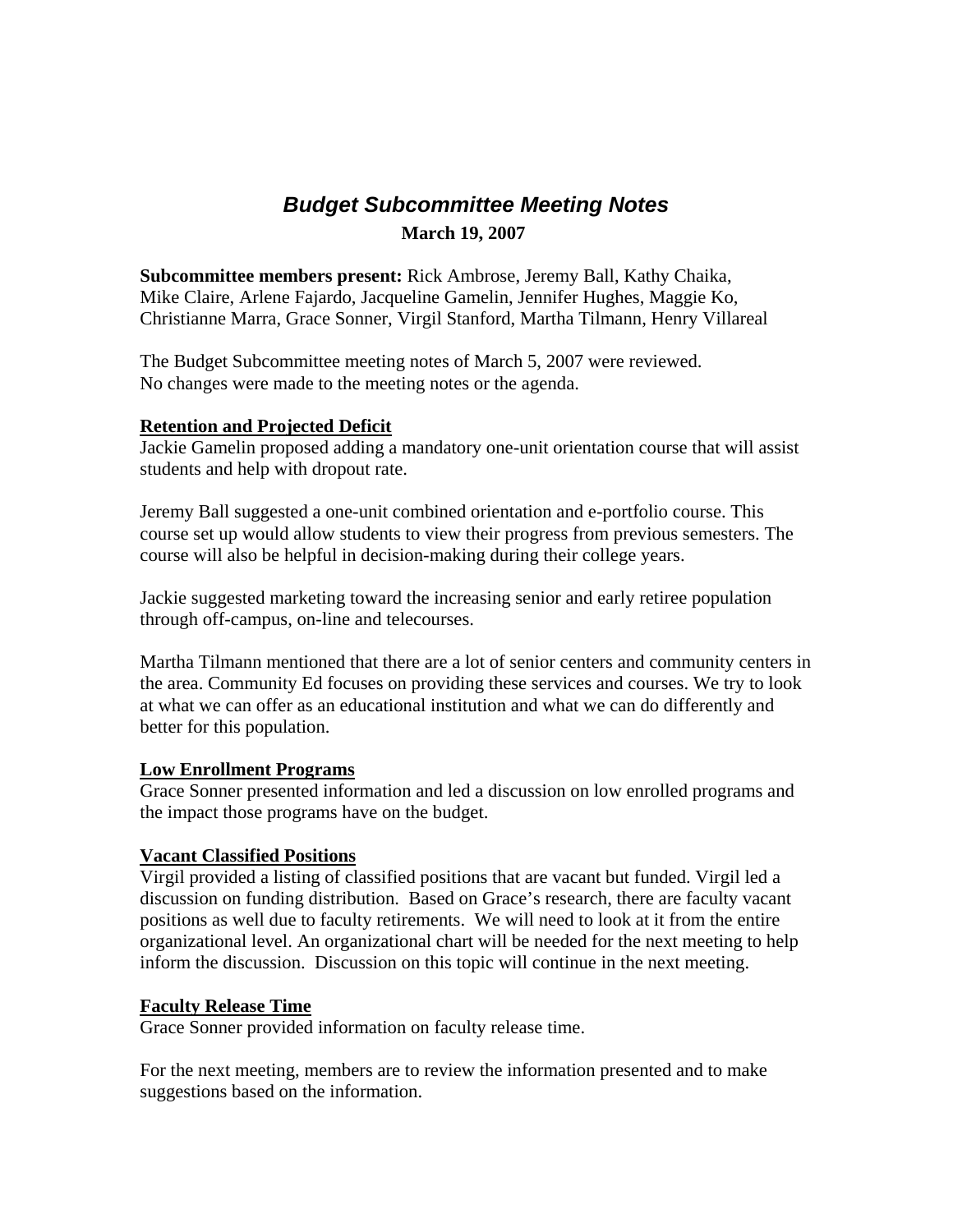# *Budget Subcommittee Meeting Notes*

**March 19, 2007**

**Subcommittee members present:** Rick Ambrose, Jeremy Ball, Kathy Chaika, Mike Claire, Arlene Fajardo, Jacqueline Gamelin, Jennifer Hughes, Maggie Ko, Christianne Marra, Grace Sonner, Virgil Stanford, Martha Tilmann, Henry Villareal

The Budget Subcommittee meeting notes of March 5, 2007 were reviewed. No changes were made to the meeting notes or the agenda.

## Retention and Projected Deficit

Jackie Gamelin proposed adding a mandatory one-unit orientation course that will assist students and help with dropout rate.

Jeremy Ball suggested a one-unit combined orientation and e-portfolio course. This course set up would allow students to view their progress from previous semesters. The course will also be helpful in decision-making during their college years.

Jackie suggested marketing toward the increasing senior and early retiree population through off-campus, on-line and telecourses.

Martha Tilmann mentioned that there are a lot of senior centers and community centers in the area. Community Ed focuses on providing these services and courses. We try to look at what we can offer as an educational institution and what we can do differently and better for this population.

## Low Enrollment Programs

Grace Sonner presented information and led a discussion on low enrolled programs and the impact those programs have on the budget.

## Vacant Classified Positions

Virgil provided a listing of classified positions that are vacant but funded. Virgil led a discussion on funding distribution. Based on Grace's research, there are faculty vacant positions as well due to faculty retirements. We will need to look at it from the entire organizational level. An organizational chart will be needed for the next meeting to help inform the discussion. Discussion on this topic will continue in the next meeting.

## Faculty Release Time

Grace Sonner provided information on faculty release time.

For the next meeting, members are to review the information presented and to make suggestions based on the information.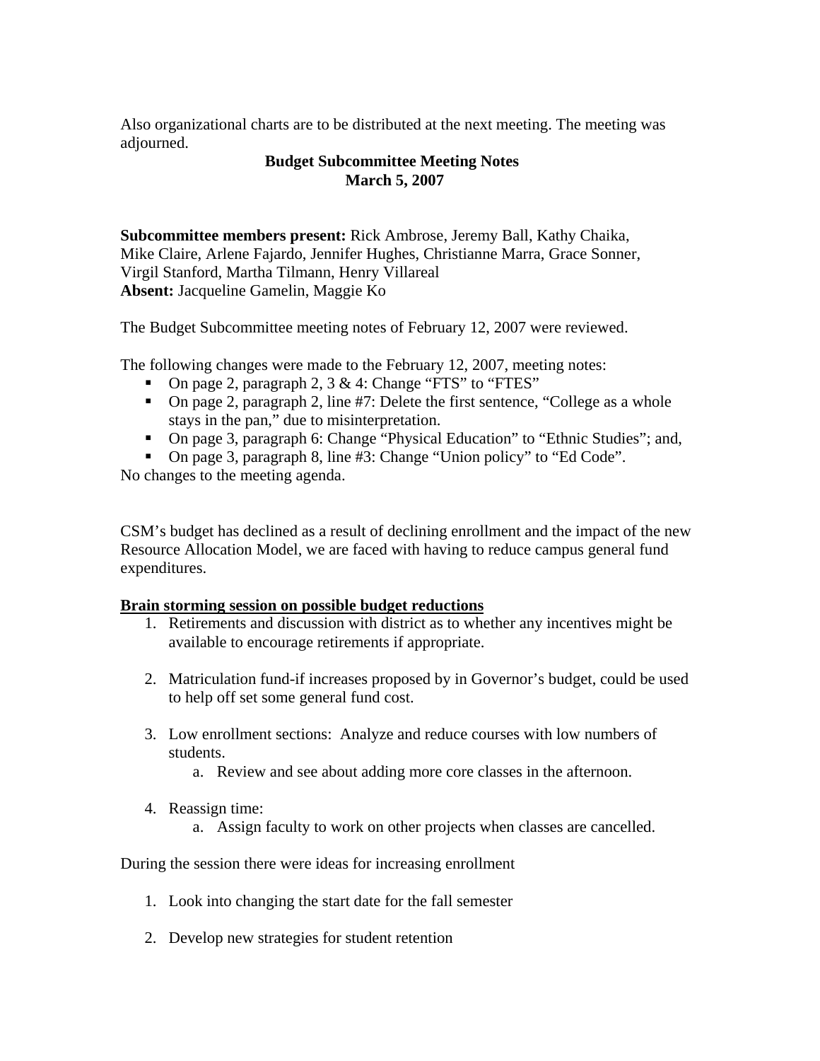Also organizational charts are to be distributed at the next meeting. The meeting was adjourned.

**Budget Subcommittee Meeting Notes**
**March 5, 2007**

**Subcommittee members present:** Rick Ambrose, Jeremy Ball, Kathy Chaika, Mike Claire, Arlene Fajardo, Jennifer Hughes, Christianne Marra, Grace Sonner, Virgil Stanford, Martha Tilmann, Henry Villareal
**Absent:** Jacqueline Gamelin, Maggie Ko

The Budget Subcommittee meeting notes of February 12, 2007 were reviewed.

The following changes were made to the February 12, 2007, meeting notes:

- On page 2, paragraph 2, 3 & 4: Change "FTS" to "FTES"
- On page 2, paragraph 2, line #7: Delete the first sentence, "College as a whole stays in the pan," due to misinterpretation.
- On page 3, paragraph 6: Change "Physical Education" to "Ethnic Studies"; and,
- On page 3, paragraph 8, line #3: Change "Union policy" to "Ed Code".

No changes to the meeting agenda.

CSM's budget has declined as a result of declining enrollment and the impact of the new Resource Allocation Model, we are faced with having to reduce campus general fund expenditures.

**<u>Brain storming session on possible budget reductions</u>**

1. Retirements and discussion with district as to whether any incentives might be available to encourage retirements if appropriate.

2. Matriculation fund-if increases proposed by in Governor's budget, could be used to help off set some general fund cost.

3. Low enrollment sections: Analyze and reduce courses with low numbers of students.
    a. Review and see about adding more core classes in the afternoon.

4. Reassign time:
    a. Assign faculty to work on other projects when classes are cancelled.

During the session there were ideas for increasing enrollment

1. Look into changing the start date for the fall semester

2. Develop new strategies for student retention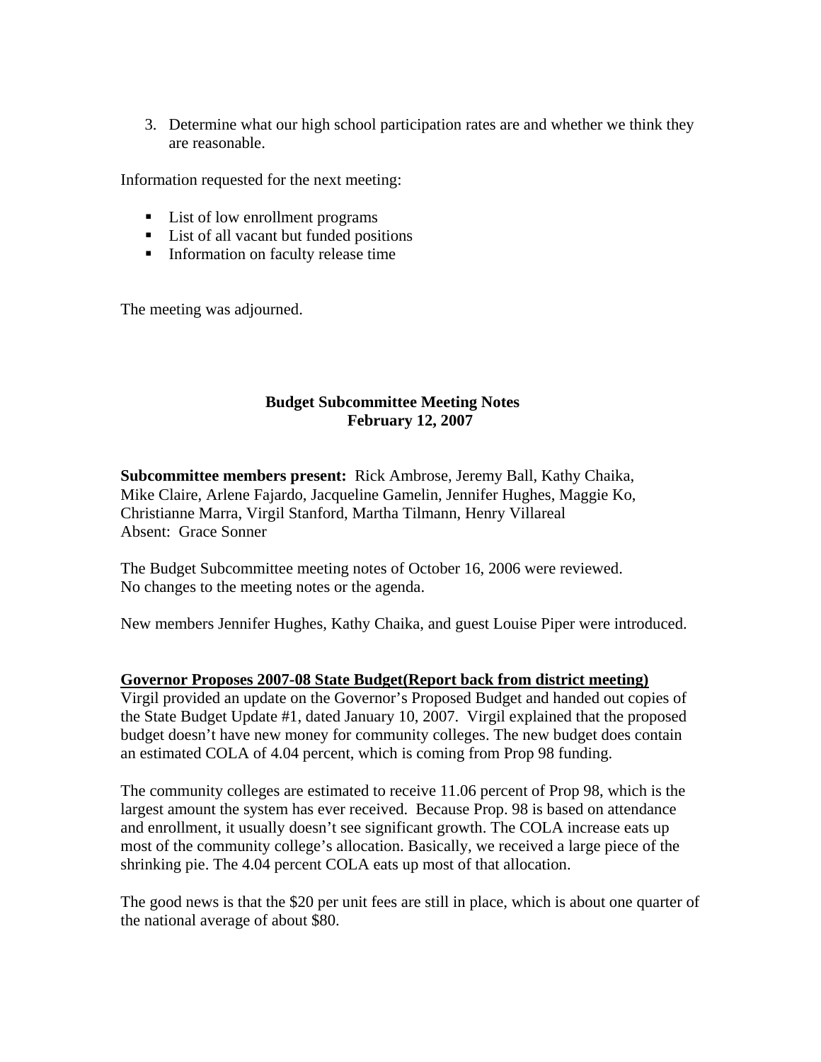3. Determine what our high school participation rates are and whether we think they are reasonable.

Information requested for the next meeting:

- List of low enrollment programs
- List of all vacant but funded positions
- Information on faculty release time

The meeting was adjourned.

## Budget Subcommittee Meeting Notes
## February 12, 2007

**Subcommittee members present:** Rick Ambrose, Jeremy Ball, Kathy Chaika, Mike Claire, Arlene Fajardo, Jacqueline Gamelin, Jennifer Hughes, Maggie Ko, Christianne Marra, Virgil Stanford, Martha Tilmann, Henry Villareal
Absent: Grace Sonner

The Budget Subcommittee meeting notes of October 16, 2006 were reviewed. No changes to the meeting notes or the agenda.

New members Jennifer Hughes, Kathy Chaika, and guest Louise Piper were introduced.

**Governor Proposes 2007-08 State Budget(Report back from district meeting)**

Virgil provided an update on the Governor's Proposed Budget and handed out copies of the State Budget Update #1, dated January 10, 2007. Virgil explained that the proposed budget doesn't have new money for community colleges. The new budget does contain an estimated COLA of 4.04 percent, which is coming from Prop 98 funding.

The community colleges are estimated to receive 11.06 percent of Prop 98, which is the largest amount the system has ever received. Because Prop. 98 is based on attendance and enrollment, it usually doesn't see significant growth. The COLA increase eats up most of the community college's allocation. Basically, we received a large piece of the shrinking pie. The 4.04 percent COLA eats up most of that allocation.

The good news is that the $20 per unit fees are still in place, which is about one quarter of the national average of about $80.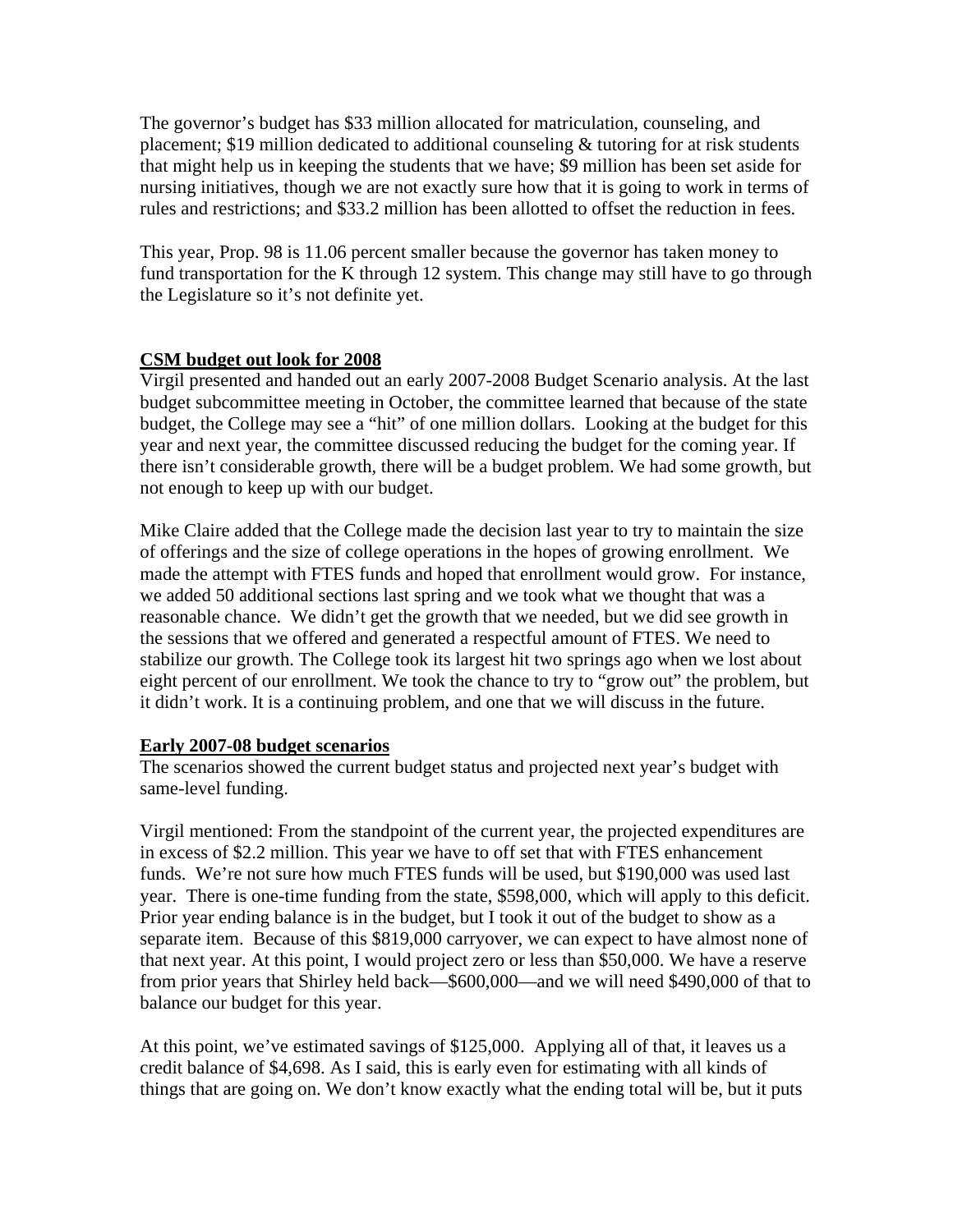The governor's budget has $33 million allocated for matriculation, counseling, and placement; $19 million dedicated to additional counseling & tutoring for at risk students that might help us in keeping the students that we have; $9 million has been set aside for nursing initiatives, though we are not exactly sure how that it is going to work in terms of rules and restrictions; and $33.2 million has been allotted to offset the reduction in fees.

This year, Prop. 98 is 11.06 percent smaller because the governor has taken money to fund transportation for the K through 12 system. This change may still have to go through the Legislature so it's not definite yet.

**CSM budget out look for 2008**

Virgil presented and handed out an early 2007-2008 Budget Scenario analysis. At the last budget subcommittee meeting in October, the committee learned that because of the state budget, the College may see a "hit" of one million dollars. Looking at the budget for this year and next year, the committee discussed reducing the budget for the coming year. If there isn't considerable growth, there will be a budget problem. We had some growth, but not enough to keep up with our budget.

Mike Claire added that the College made the decision last year to try to maintain the size of offerings and the size of college operations in the hopes of growing enrollment. We made the attempt with FTES funds and hoped that enrollment would grow. For instance, we added 50 additional sections last spring and we took what we thought that was a reasonable chance. We didn't get the growth that we needed, but we did see growth in the sessions that we offered and generated a respectful amount of FTES. We need to stabilize our growth. The College took its largest hit two springs ago when we lost about eight percent of our enrollment. We took the chance to try to "grow out" the problem, but it didn't work. It is a continuing problem, and one that we will discuss in the future.

**Early 2007-08 budget scenarios**

The scenarios showed the current budget status and projected next year's budget with same-level funding.

Virgil mentioned: From the standpoint of the current year, the projected expenditures are in excess of $2.2 million. This year we have to off set that with FTES enhancement funds. We're not sure how much FTES funds will be used, but $190,000 was used last year. There is one-time funding from the state, $598,000, which will apply to this deficit. Prior year ending balance is in the budget, but I took it out of the budget to show as a separate item. Because of this $819,000 carryover, we can expect to have almost none of that next year. At this point, I would project zero or less than $50,000. We have a reserve from prior years that Shirley held back—$600,000—and we will need $490,000 of that to balance our budget for this year.

At this point, we've estimated savings of $125,000. Applying all of that, it leaves us a credit balance of $4,698. As I said, this is early even for estimating with all kinds of things that are going on. We don't know exactly what the ending total will be, but it puts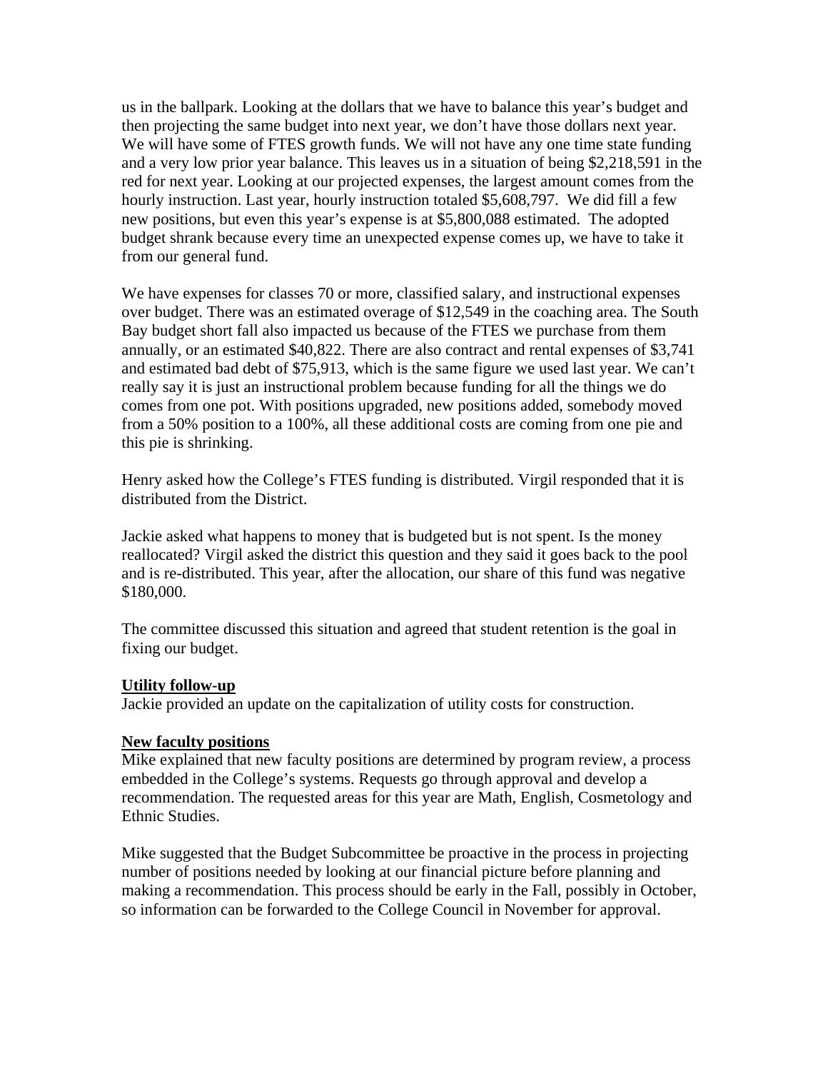us in the ballpark. Looking at the dollars that we have to balance this year's budget and then projecting the same budget into next year, we don't have those dollars next year. We will have some of FTES growth funds. We will not have any one time state funding and a very low prior year balance. This leaves us in a situation of being $2,218,591 in the red for next year. Looking at our projected expenses, the largest amount comes from the hourly instruction. Last year, hourly instruction totaled $5,608,797. We did fill a few new positions, but even this year's expense is at $5,800,088 estimated. The adopted budget shrank because every time an unexpected expense comes up, we have to take it from our general fund.

We have expenses for classes 70 or more, classified salary, and instructional expenses over budget. There was an estimated overage of $12,549 in the coaching area. The South Bay budget short fall also impacted us because of the FTES we purchase from them annually, or an estimated $40,822. There are also contract and rental expenses of $3,741 and estimated bad debt of $75,913, which is the same figure we used last year. We can't really say it is just an instructional problem because funding for all the things we do comes from one pot. With positions upgraded, new positions added, somebody moved from a 50% position to a 100%, all these additional costs are coming from one pie and this pie is shrinking.

Henry asked how the College's FTES funding is distributed. Virgil responded that it is distributed from the District.

Jackie asked what happens to money that is budgeted but is not spent. Is the money reallocated? Virgil asked the district this question and they said it goes back to the pool and is re-distributed. This year, after the allocation, our share of this fund was negative $180,000.

The committee discussed this situation and agreed that student retention is the goal in fixing our budget.

**Utility follow-up**
Jackie provided an update on the capitalization of utility costs for construction.

**New faculty positions**
Mike explained that new faculty positions are determined by program review, a process embedded in the College's systems. Requests go through approval and develop a recommendation. The requested areas for this year are Math, English, Cosmetology and Ethnic Studies.

Mike suggested that the Budget Subcommittee be proactive in the process in projecting number of positions needed by looking at our financial picture before planning and making a recommendation. This process should be early in the Fall, possibly in October, so information can be forwarded to the College Council in November for approval.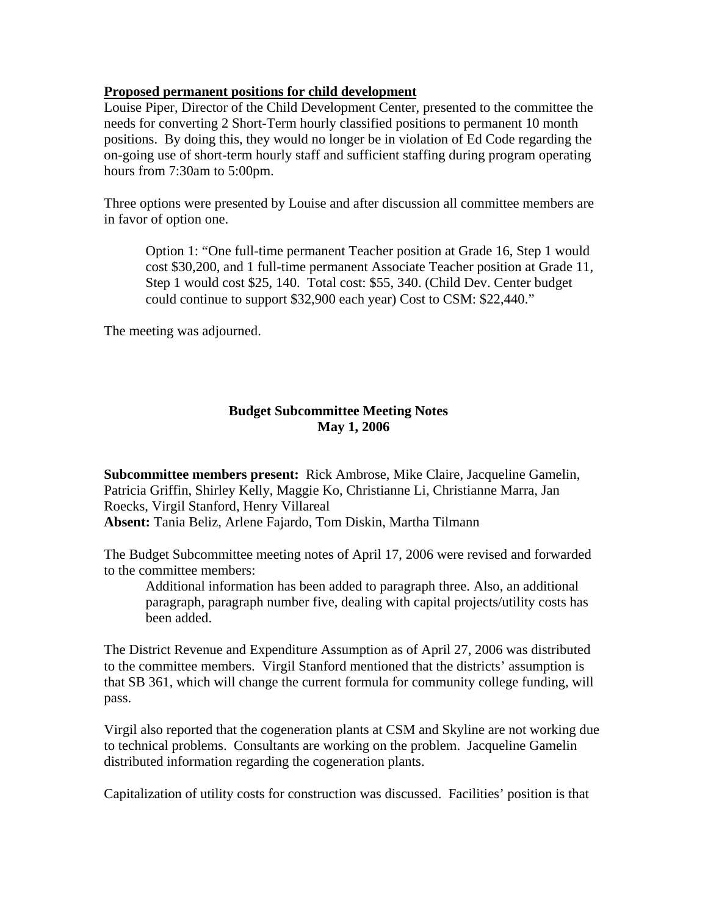**Proposed permanent positions for child development**

Louise Piper, Director of the Child Development Center, presented to the committee the needs for converting 2 Short-Term hourly classified positions to permanent 10 month positions. By doing this, they would no longer be in violation of Ed Code regarding the on-going use of short-term hourly staff and sufficient staffing during program operating hours from 7:30am to 5:00pm.

Three options were presented by Louise and after discussion all committee members are in favor of option one.

> Option 1: "One full-time permanent Teacher position at Grade 16, Step 1 would cost $30,200, and 1 full-time permanent Associate Teacher position at Grade 11, Step 1 would cost $25, 140. Total cost: $55, 340. (Child Dev. Center budget could continue to support $32,900 each year) Cost to CSM: $22,440."

The meeting was adjourned.

## Budget Subcommittee Meeting Notes
## May 1, 2006

**Subcommittee members present:** Rick Ambrose, Mike Claire, Jacqueline Gamelin, Patricia Griffin, Shirley Kelly, Maggie Ko, Christianne Li, Christianne Marra, Jan Roecks, Virgil Stanford, Henry Villareal
**Absent:** Tania Beliz, Arlene Fajardo, Tom Diskin, Martha Tilmann

The Budget Subcommittee meeting notes of April 17, 2006 were revised and forwarded to the committee members:

> Additional information has been added to paragraph three. Also, an additional paragraph, paragraph number five, dealing with capital projects/utility costs has been added.

The District Revenue and Expenditure Assumption as of April 27, 2006 was distributed to the committee members. Virgil Stanford mentioned that the districts' assumption is that SB 361, which will change the current formula for community college funding, will pass.

Virgil also reported that the cogeneration plants at CSM and Skyline are not working due to technical problems. Consultants are working on the problem. Jacqueline Gamelin distributed information regarding the cogeneration plants.

Capitalization of utility costs for construction was discussed. Facilities' position is that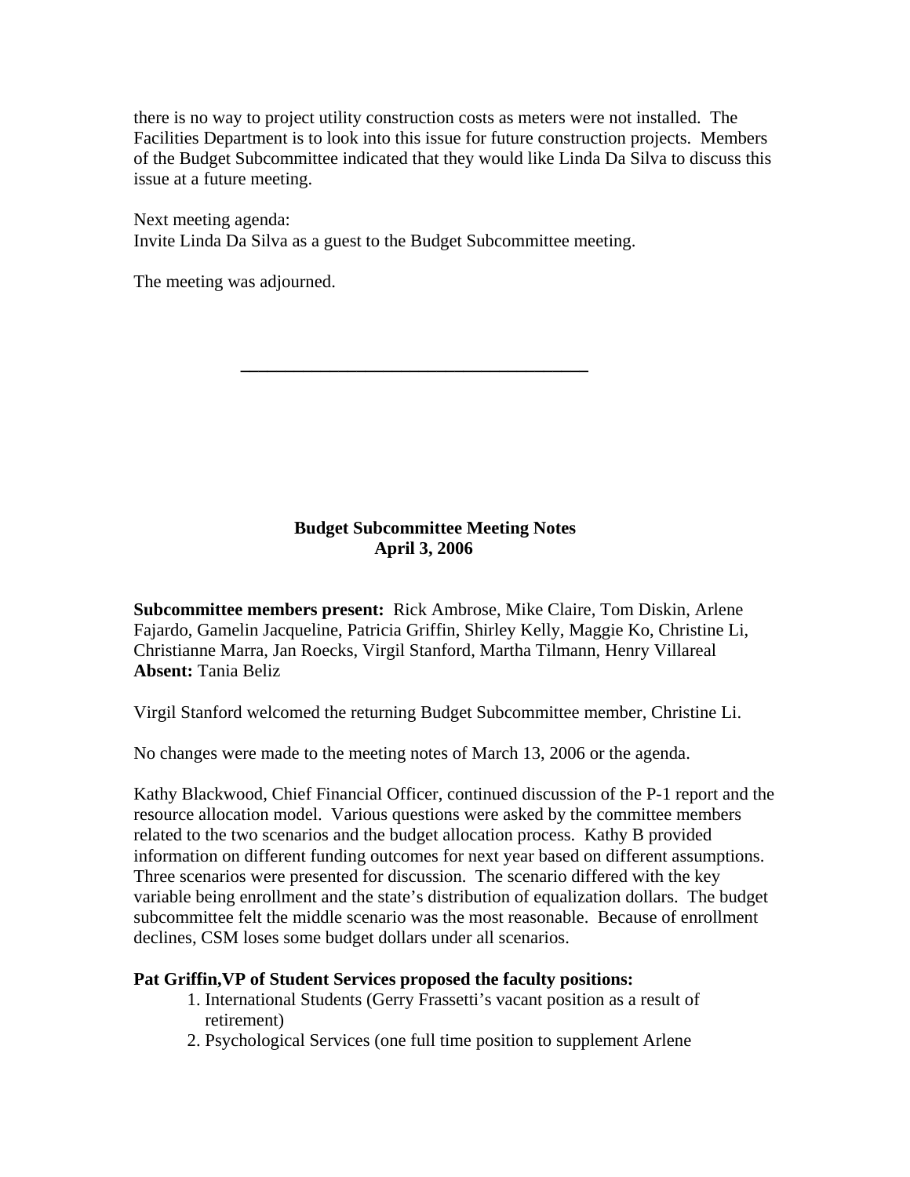there is no way to project utility construction costs as meters were not installed. The Facilities Department is to look into this issue for future construction projects. Members of the Budget Subcommittee indicated that they would like Linda Da Silva to discuss this issue at a future meeting.

Next meeting agenda:
Invite Linda Da Silva as a guest to the Budget Subcommittee meeting.

The meeting was adjourned.

---

**Budget Subcommittee Meeting Notes**
**April 3, 2006**

**Subcommittee members present:** Rick Ambrose, Mike Claire, Tom Diskin, Arlene Fajardo, Gamelin Jacqueline, Patricia Griffin, Shirley Kelly, Maggie Ko, Christine Li, Christianne Marra, Jan Roecks, Virgil Stanford, Martha Tilmann, Henry Villareal
**Absent:** Tania Beliz

Virgil Stanford welcomed the returning Budget Subcommittee member, Christine Li.

No changes were made to the meeting notes of March 13, 2006 or the agenda.

Kathy Blackwood, Chief Financial Officer, continued discussion of the P-1 report and the resource allocation model. Various questions were asked by the committee members related to the two scenarios and the budget allocation process. Kathy B provided information on different funding outcomes for next year based on different assumptions. Three scenarios were presented for discussion. The scenario differed with the key variable being enrollment and the state's distribution of equalization dollars. The budget subcommittee felt the middle scenario was the most reasonable. Because of enrollment declines, CSM loses some budget dollars under all scenarios.

**Pat Griffin,VP of Student Services proposed the faculty positions:**

1. International Students (Gerry Frassetti's vacant position as a result of retirement)
2. Psychological Services (one full time position to supplement Arlene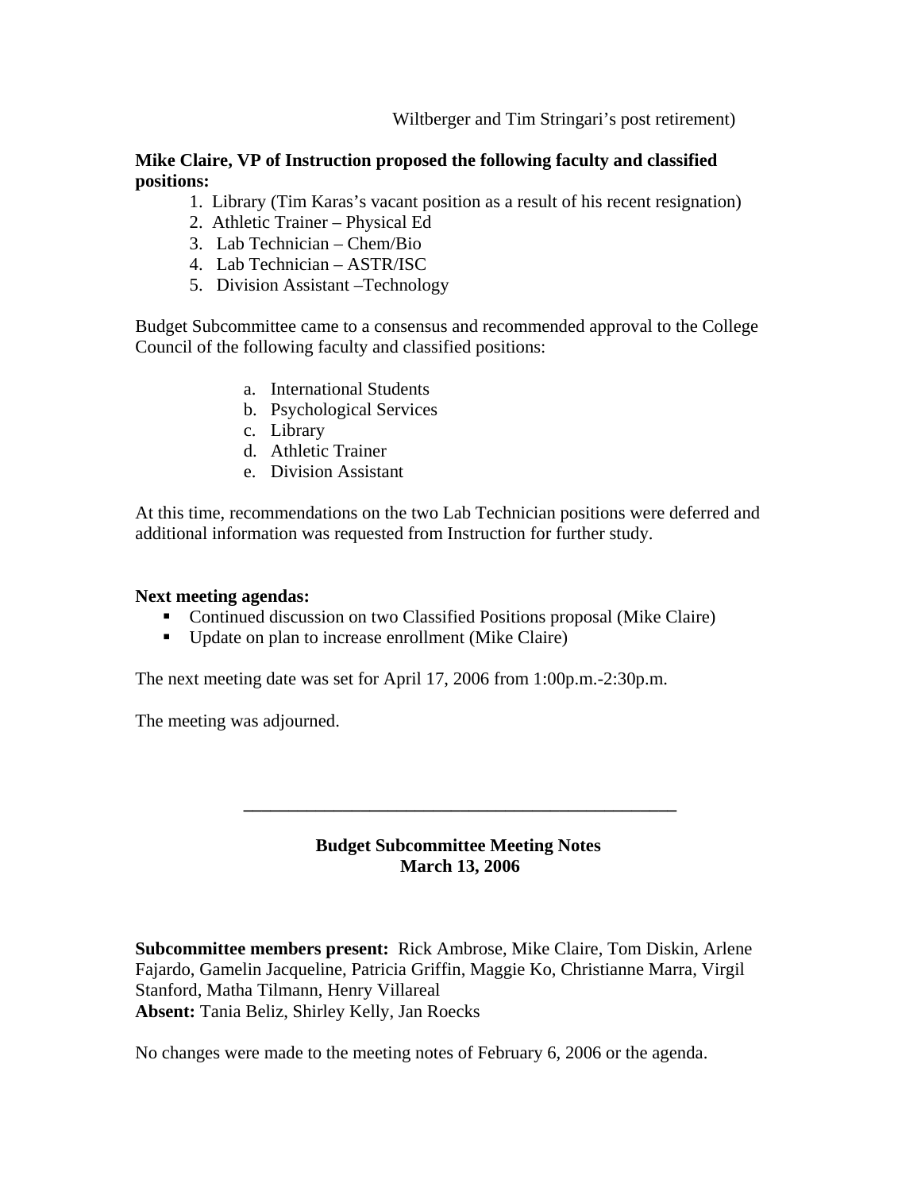Wiltberger and Tim Stringari's post retirement)

**Mike Claire, VP of Instruction proposed the following faculty and classified positions:**

1. Library (Tim Karas's vacant position as a result of his recent resignation)
2. Athletic Trainer – Physical Ed
3. Lab Technician – Chem/Bio
4. Lab Technician – ASTR/ISC
5. Division Assistant –Technology

Budget Subcommittee came to a consensus and recommended approval to the College Council of the following faculty and classified positions:

a. International Students
b. Psychological Services
c. Library
d. Athletic Trainer
e. Division Assistant

At this time, recommendations on the two Lab Technician positions were deferred and additional information was requested from Instruction for further study.

**Next meeting agendas:**

- Continued discussion on two Classified Positions proposal (Mike Claire)
- Update on plan to increase enrollment (Mike Claire)

The next meeting date was set for April 17, 2006 from 1:00p.m.-2:30p.m.

The meeting was adjourned.

---

## Budget Subcommittee Meeting Notes
## March 13, 2006

**Subcommittee members present:** Rick Ambrose, Mike Claire, Tom Diskin, Arlene Fajardo, Gamelin Jacqueline, Patricia Griffin, Maggie Ko, Christianne Marra, Virgil Stanford, Matha Tilmann, Henry Villareal
**Absent:** Tania Beliz, Shirley Kelly, Jan Roecks

No changes were made to the meeting notes of February 6, 2006 or the agenda.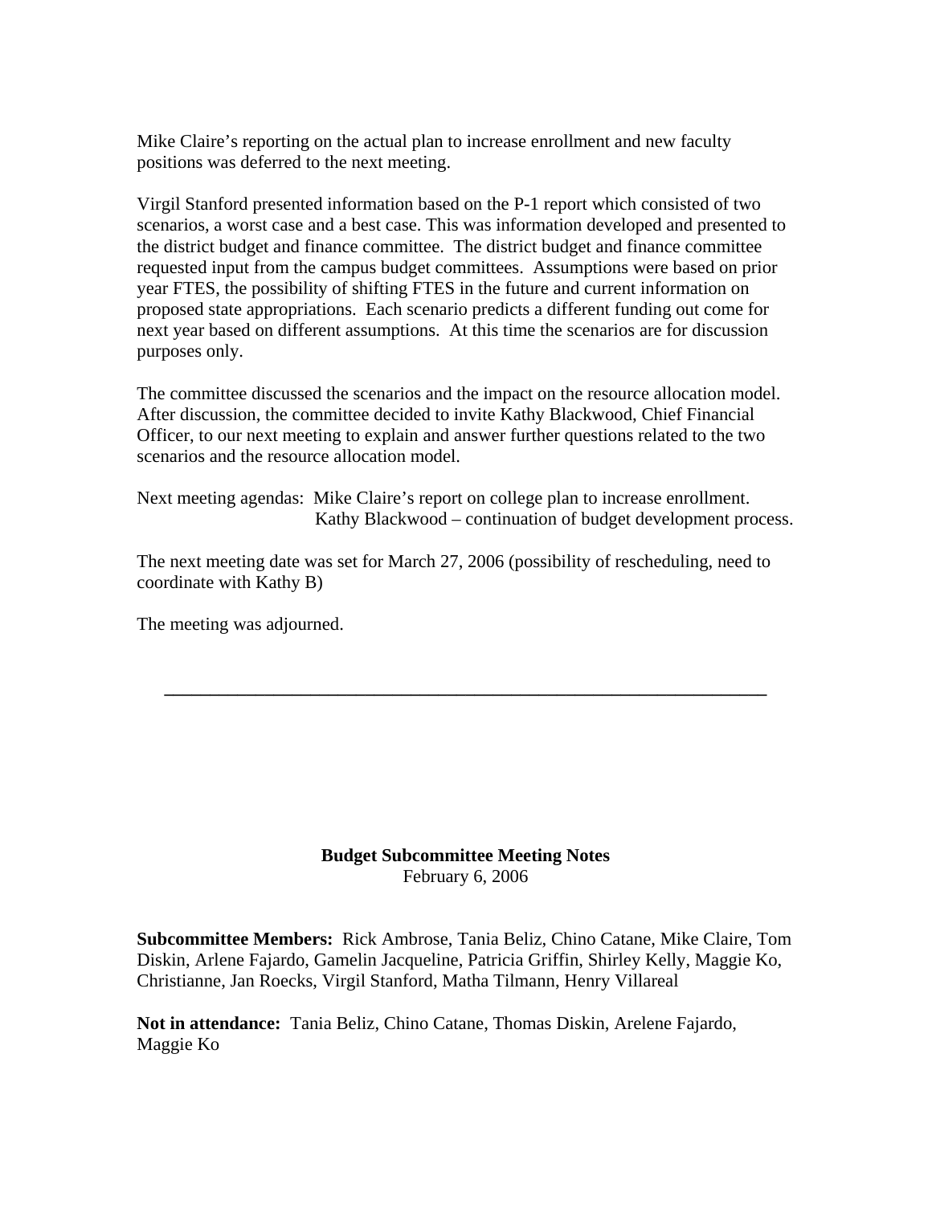Mike Claire's reporting on the actual plan to increase enrollment and new faculty positions was deferred to the next meeting.

Virgil Stanford presented information based on the P-1 report which consisted of two scenarios, a worst case and a best case. This was information developed and presented to the district budget and finance committee. The district budget and finance committee requested input from the campus budget committees. Assumptions were based on prior year FTES, the possibility of shifting FTES in the future and current information on proposed state appropriations. Each scenario predicts a different funding out come for next year based on different assumptions. At this time the scenarios are for discussion purposes only.

The committee discussed the scenarios and the impact on the resource allocation model. After discussion, the committee decided to invite Kathy Blackwood, Chief Financial Officer, to our next meeting to explain and answer further questions related to the two scenarios and the resource allocation model.

Next meeting agendas: Mike Claire's report on college plan to increase enrollment.
Kathy Blackwood – continuation of budget development process.

The next meeting date was set for March 27, 2006 (possibility of rescheduling, need to coordinate with Kathy B)

The meeting was adjourned.

---

**Budget Subcommittee Meeting Notes**
February 6, 2006

**Subcommittee Members:** Rick Ambrose, Tania Beliz, Chino Catane, Mike Claire, Tom Diskin, Arlene Fajardo, Gamelin Jacqueline, Patricia Griffin, Shirley Kelly, Maggie Ko, Christianne, Jan Roecks, Virgil Stanford, Matha Tilmann, Henry Villareal

**Not in attendance:** Tania Beliz, Chino Catane, Thomas Diskin, Arelene Fajardo, Maggie Ko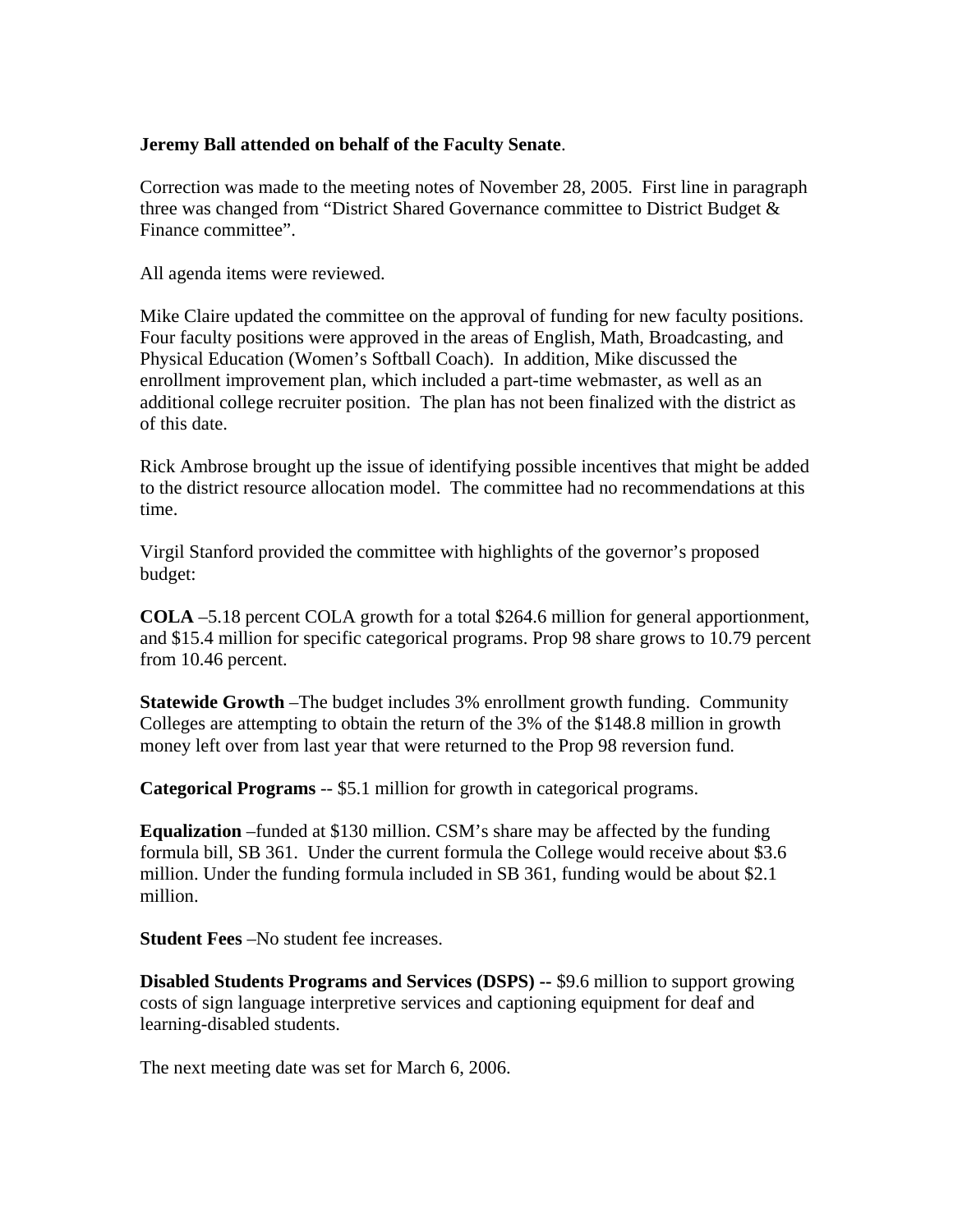**Jeremy Ball attended on behalf of the Faculty Senate**.

Correction was made to the meeting notes of November 28, 2005. First line in paragraph three was changed from "District Shared Governance committee to District Budget & Finance committee".

All agenda items were reviewed.

Mike Claire updated the committee on the approval of funding for new faculty positions. Four faculty positions were approved in the areas of English, Math, Broadcasting, and Physical Education (Women's Softball Coach). In addition, Mike discussed the enrollment improvement plan, which included a part-time webmaster, as well as an additional college recruiter position. The plan has not been finalized with the district as of this date.

Rick Ambrose brought up the issue of identifying possible incentives that might be added to the district resource allocation model. The committee had no recommendations at this time.

Virgil Stanford provided the committee with highlights of the governor's proposed budget:

**COLA** –5.18 percent COLA growth for a total $264.6 million for general apportionment, and $15.4 million for specific categorical programs. Prop 98 share grows to 10.79 percent from 10.46 percent.

**Statewide Growth** –The budget includes 3% enrollment growth funding. Community Colleges are attempting to obtain the return of the 3% of the $148.8 million in growth money left over from last year that were returned to the Prop 98 reversion fund.

**Categorical Programs** -- $5.1 million for growth in categorical programs.

**Equalization** –funded at $130 million. CSM's share may be affected by the funding formula bill, SB 361. Under the current formula the College would receive about $3.6 million. Under the funding formula included in SB 361, funding would be about $2.1 million.

**Student Fees** –No student fee increases.

**Disabled Students Programs and Services (DSPS) --** $9.6 million to support growing costs of sign language interpretive services and captioning equipment for deaf and learning-disabled students.

The next meeting date was set for March 6, 2006.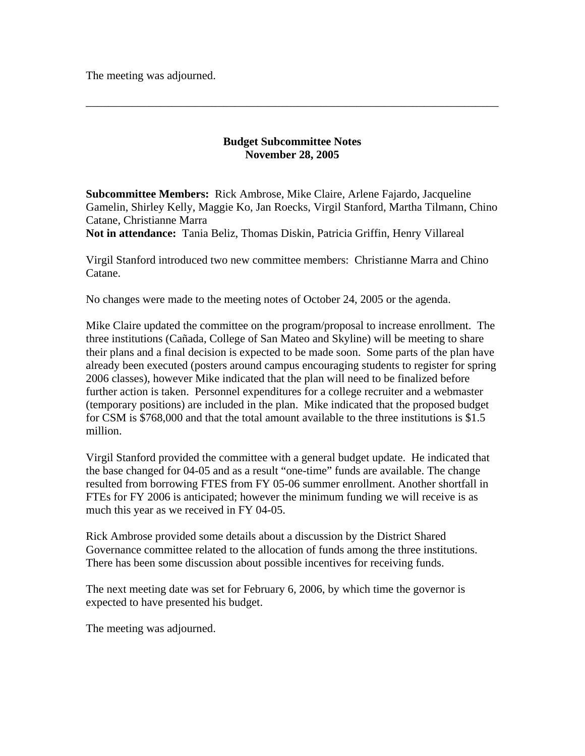The meeting was adjourned.

---

**Budget Subcommittee Notes**
**November 28, 2005**

**Subcommittee Members:** Rick Ambrose, Mike Claire, Arlene Fajardo, Jacqueline Gamelin, Shirley Kelly, Maggie Ko, Jan Roecks, Virgil Stanford, Martha Tilmann, Chino Catane, Christianne Marra
**Not in attendance:** Tania Beliz, Thomas Diskin, Patricia Griffin, Henry Villareal

Virgil Stanford introduced two new committee members: Christianne Marra and Chino Catane.

No changes were made to the meeting notes of October 24, 2005 or the agenda.

Mike Claire updated the committee on the program/proposal to increase enrollment. The three institutions (Cañada, College of San Mateo and Skyline) will be meeting to share their plans and a final decision is expected to be made soon. Some parts of the plan have already been executed (posters around campus encouraging students to register for spring 2006 classes), however Mike indicated that the plan will need to be finalized before further action is taken. Personnel expenditures for a college recruiter and a webmaster (temporary positions) are included in the plan. Mike indicated that the proposed budget for CSM is $768,000 and that the total amount available to the three institutions is $1.5 million.

Virgil Stanford provided the committee with a general budget update. He indicated that the base changed for 04-05 and as a result "one-time" funds are available. The change resulted from borrowing FTES from FY 05-06 summer enrollment. Another shortfall in FTEs for FY 2006 is anticipated; however the minimum funding we will receive is as much this year as we received in FY 04-05.

Rick Ambrose provided some details about a discussion by the District Shared Governance committee related to the allocation of funds among the three institutions. There has been some discussion about possible incentives for receiving funds.

The next meeting date was set for February 6, 2006, by which time the governor is expected to have presented his budget.

The meeting was adjourned.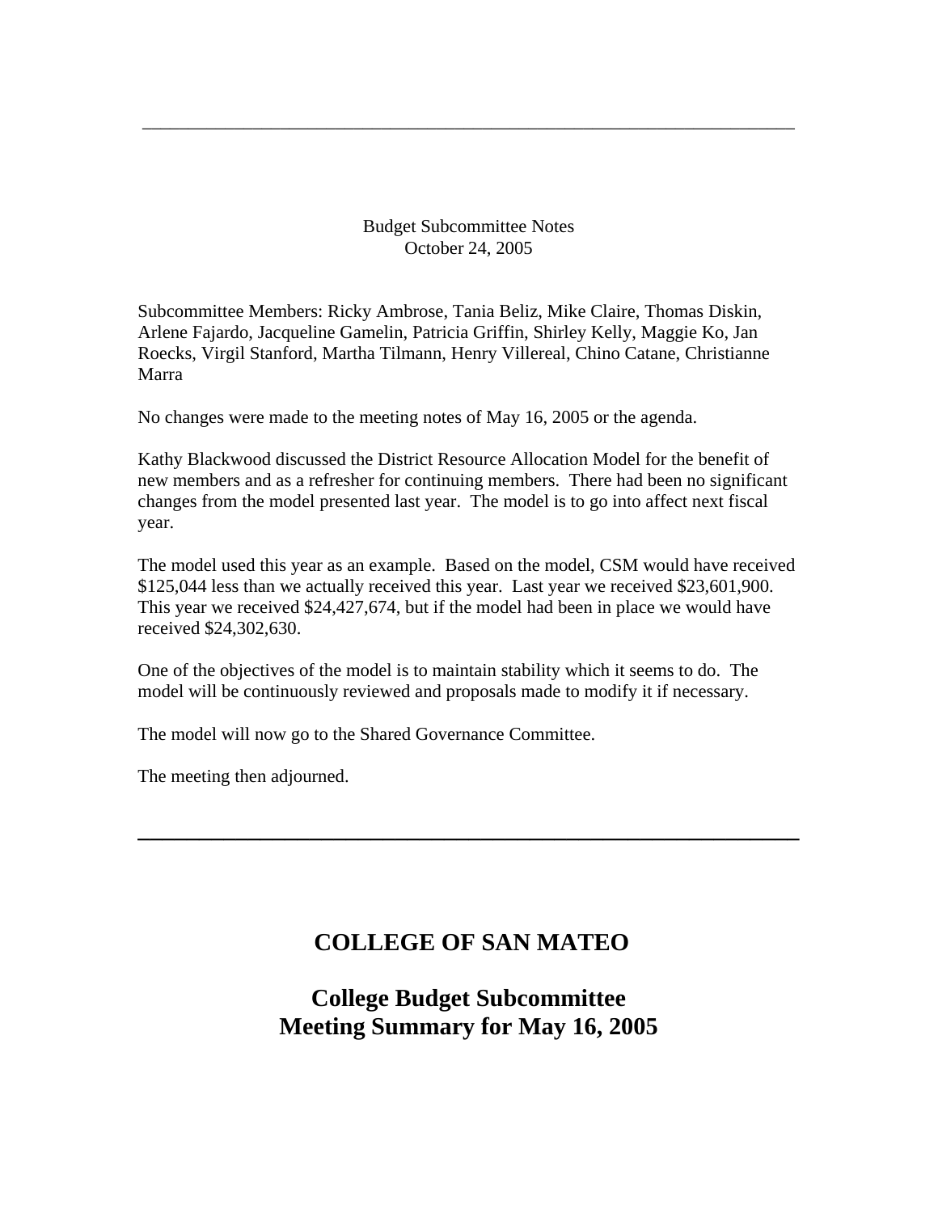---

Budget Subcommittee Notes
October 24, 2005

Subcommittee Members: Ricky Ambrose, Tania Beliz, Mike Claire, Thomas Diskin, Arlene Fajardo, Jacqueline Gamelin, Patricia Griffin, Shirley Kelly, Maggie Ko, Jan Roecks, Virgil Stanford, Martha Tilmann, Henry Villereal, Chino Catane, Christianne Marra

No changes were made to the meeting notes of May 16, 2005 or the agenda.

Kathy Blackwood discussed the District Resource Allocation Model for the benefit of new members and as a refresher for continuing members. There had been no significant changes from the model presented last year. The model is to go into affect next fiscal year.

The model used this year as an example. Based on the model, CSM would have received $125,044 less than we actually received this year. Last year we received $23,601,900. This year we received $24,427,674, but if the model had been in place we would have received $24,302,630.

One of the objectives of the model is to maintain stability which it seems to do. The model will be continuously reviewed and proposals made to modify it if necessary.

The model will now go to the Shared Governance Committee.

The meeting then adjourned.

---

# COLLEGE OF SAN MATEO

## College Budget Subcommittee
## Meeting Summary for May 16, 2005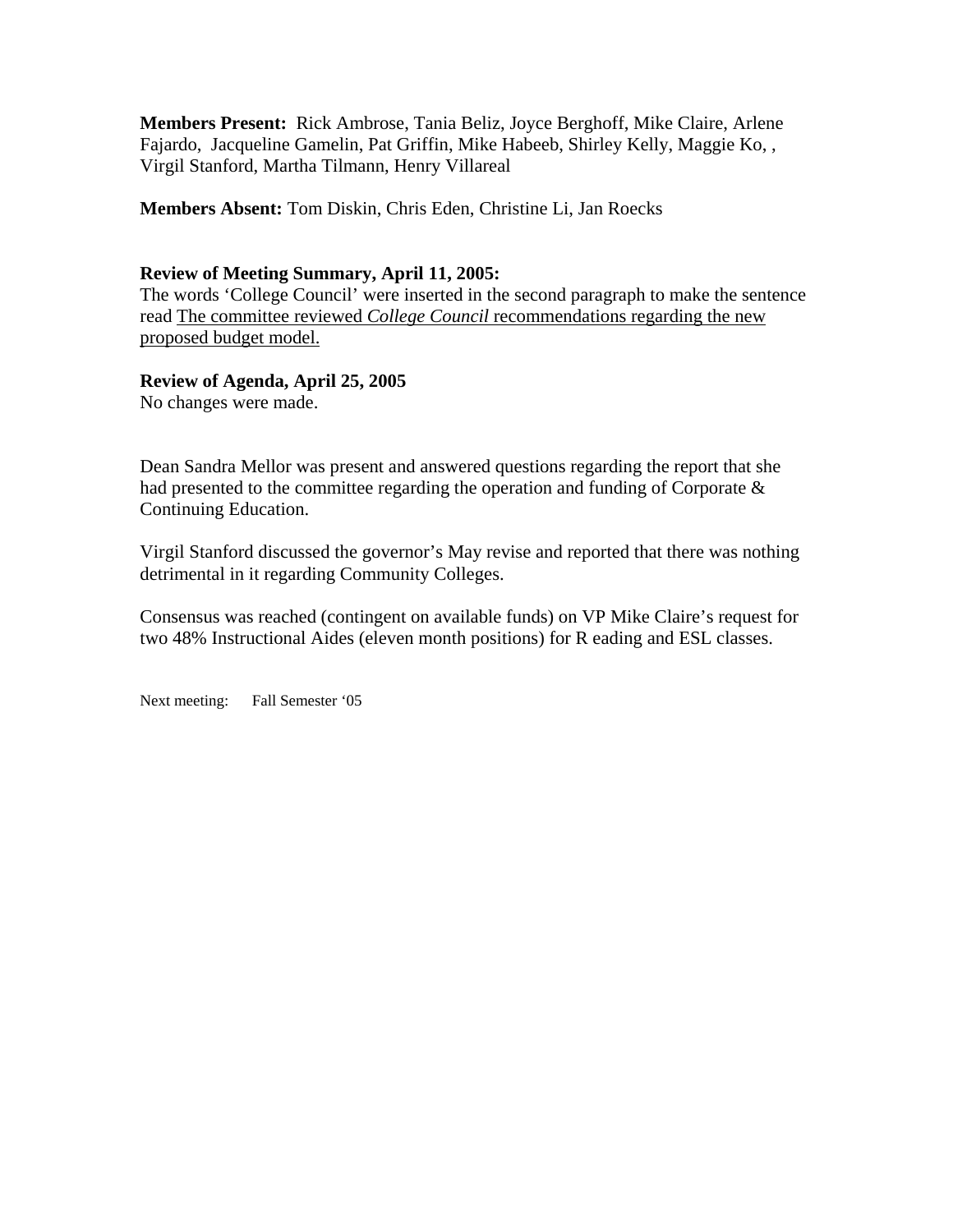**Members Present:** Rick Ambrose, Tania Beliz, Joyce Berghoff, Mike Claire, Arlene Fajardo, Jacqueline Gamelin, Pat Griffin, Mike Habeeb, Shirley Kelly, Maggie Ko, , Virgil Stanford, Martha Tilmann, Henry Villareal

**Members Absent:** Tom Diskin, Chris Eden, Christine Li, Jan Roecks

**Review of Meeting Summary, April 11, 2005:**
The words 'College Council' were inserted in the second paragraph to make the sentence read <u>The committee reviewed *College Council* recommendations regarding the new proposed budget model.</u>

**Review of Agenda, April 25, 2005**
No changes were made.

Dean Sandra Mellor was present and answered questions regarding the report that she had presented to the committee regarding the operation and funding of Corporate & Continuing Education.

Virgil Stanford discussed the governor's May revise and reported that there was nothing detrimental in it regarding Community Colleges.

Consensus was reached (contingent on available funds) on VP Mike Claire's request for two 48% Instructional Aides (eleven month positions) for R eading and ESL classes.

Next meeting: Fall Semester '05